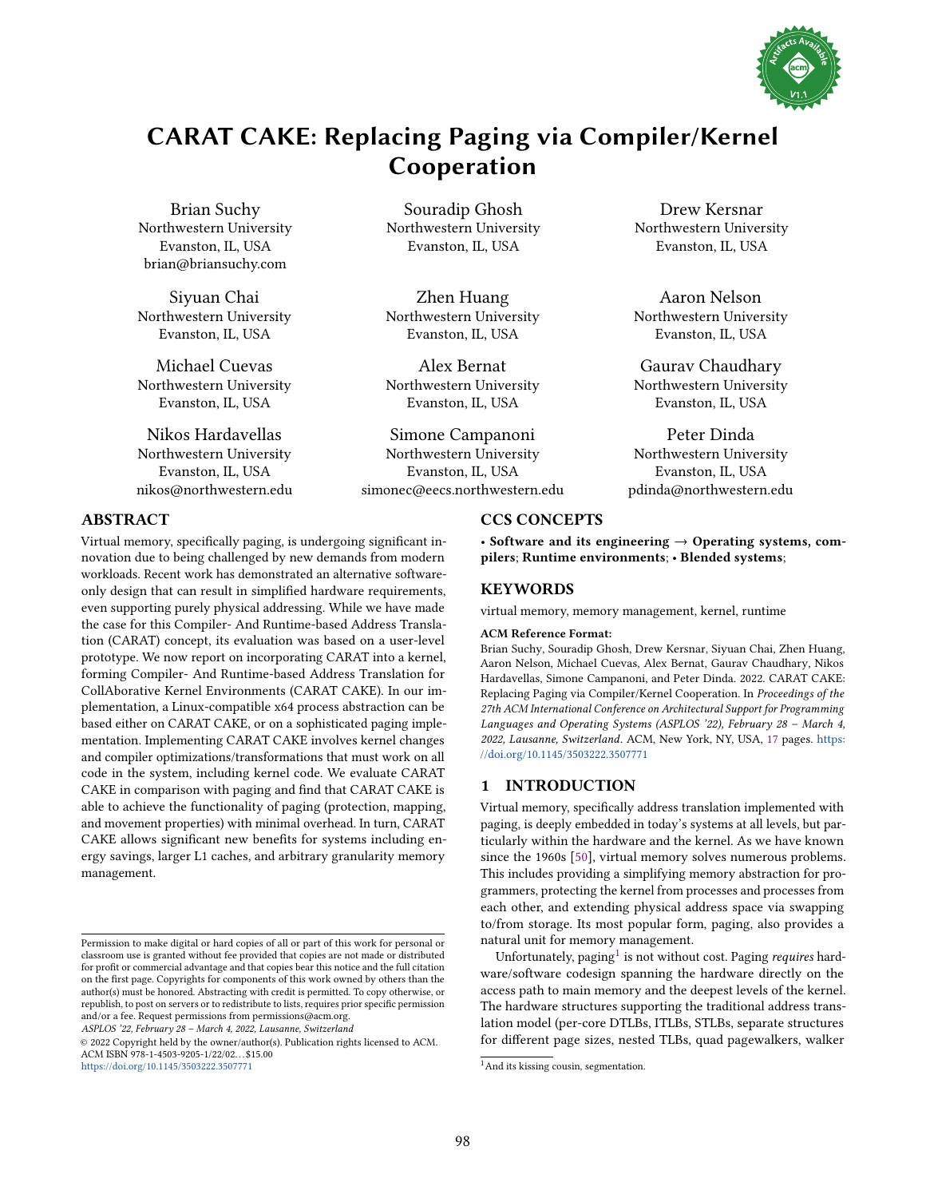# CARAT CAKE: Replacing Paging via Compiler/Kernel Cooperation

Brian Suchy
Northwestern University
Evanston, IL, USA
brian@briansuchy.com

Souradip Ghosh
Northwestern University
Evanston, IL, USA

Drew Kersnar
Northwestern University
Evanston, IL, USA

Siyuan Chai
Northwestern University
Evanston, IL, USA

Zhen Huang
Northwestern University
Evanston, IL, USA

Aaron Nelson
Northwestern University
Evanston, IL, USA

Michael Cuevas
Northwestern University
Evanston, IL, USA

Alex Bernat
Northwestern University
Evanston, IL, USA

Gaurav Chaudhary
Northwestern University
Evanston, IL, USA

Nikos Hardavellas
Northwestern University
Evanston, IL, USA
nikos@northwestern.edu

Simone Campanoni
Northwestern University
Evanston, IL, USA
simonec@eecs.northwestern.edu

Peter Dinda
Northwestern University
Evanston, IL, USA
pdinda@northwestern.edu

## ABSTRACT

Virtual memory, specifically paging, is undergoing significant innovation due to being challenged by new demands from modern workloads. Recent work has demonstrated an alternative software-only design that can result in simplified hardware requirements, even supporting purely physical addressing. While we have made the case for this Compiler- And Runtime-based Address Translation (CARAT) concept, its evaluation was based on a user-level prototype. We now report on incorporating CARAT into a kernel, forming Compiler- And Runtime-based Address Translation for CollAborative Kernel Environments (CARAT CAKE). In our implementation, a Linux-compatible x64 process abstraction can be based either on CARAT CAKE, or on a sophisticated paging implementation. Implementing CARAT CAKE involves kernel changes and compiler optimizations/transformations that must work on all code in the system, including kernel code. We evaluate CARAT CAKE in comparison with paging and find that CARAT CAKE is able to achieve the functionality of paging (protection, mapping, and movement properties) with minimal overhead. In turn, CARAT CAKE allows significant new benefits for systems including energy savings, larger L1 caches, and arbitrary granularity memory management.

## CCS CONCEPTS

• **Software and its engineering** → **Operating systems, compilers**; **Runtime environments**; • **Blended systems**;

## KEYWORDS

virtual memory, memory management, kernel, runtime

**ACM Reference Format:**
Brian Suchy, Souradip Ghosh, Drew Kersnar, Siyuan Chai, Zhen Huang, Aaron Nelson, Michael Cuevas, Alex Bernat, Gaurav Chaudhary, Nikos Hardavellas, Simone Campanoni, and Peter Dinda. 2022. CARAT CAKE: Replacing Paging via Compiler/Kernel Cooperation. In *Proceedings of the 27th ACM International Conference on Architectural Support for Programming Languages and Operating Systems (ASPLOS '22), February 28 – March 4, 2022, Lausanne, Switzerland*. ACM, New York, NY, USA, 17 pages. https://doi.org/10.1145/3503222.3507771

Permission to make digital or hard copies of all or part of this work for personal or classroom use is granted without fee provided that copies are not made or distributed for profit or commercial advantage and that copies bear this notice and the full citation on the first page. Copyrights for components of this work owned by others than the author(s) must be honored. Abstracting with credit is permitted. To copy otherwise, or republish, to post on servers or to redistribute to lists, requires prior specific permission and/or a fee. Request permissions from permissions@acm.org.
*ASPLOS '22, February 28 – March 4, 2022, Lausanne, Switzerland*
© 2022 Copyright held by the owner/author(s). Publication rights licensed to ACM.
ACM ISBN 978-1-4503-9205-1/22/02...$15.00
https://doi.org/10.1145/3503222.3507771

## 1 INTRODUCTION

Virtual memory, specifically address translation implemented with paging, is deeply embedded in today's systems at all levels, but particularly within the hardware and the kernel. As we have known since the 1960s [50], virtual memory solves numerous problems. This includes providing a simplifying memory abstraction for programmers, protecting the kernel from processes and processes from each other, and extending physical address space via swapping to/from storage. Its most popular form, paging, also provides a natural unit for memory management.

Unfortunately, paging[1] is not without cost. Paging *requires* hardware/software codesign spanning the hardware directly on the access path to main memory and the deepest levels of the kernel. The hardware structures supporting the traditional address translation model (per-core DTLBs, ITLBs, STLBs, separate structures for different page sizes, nested TLBs, quad pagewalkers, walker

[1] And its kissing cousin, segmentation.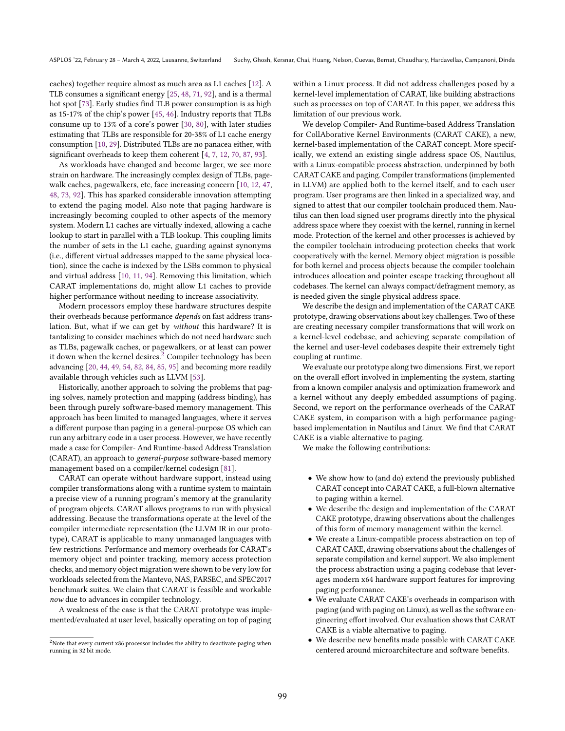caches) together require almost as much area as L1 caches [12]. A TLB consumes a significant energy [25, 48, 71, 92], and is a thermal hot spot [73]. Early studies find TLB power consumption is as high as 15-17% of the chip's power [45, 46]. Industry reports that TLBs consume up to 13% of a core's power [30, 80], with later studies estimating that TLBs are responsible for 20-38% of L1 cache energy consumption [10, 29]. Distributed TLBs are no panacea either, with significant overheads to keep them coherent [4, 7, 12, 70, 87, 93].

As workloads have changed and become larger, we see more strain on hardware. The increasingly complex design of TLBs, pagewalk caches, pagewalkers, etc, face increasing concern [10, 12, 47, 48, 73, 92]. This has sparked considerable innovation attempting to extend the paging model. Also note that paging hardware is increasingly becoming coupled to other aspects of the memory system. Modern L1 caches are virtually indexed, allowing a cache lookup to start in parallel with a TLB lookup. This coupling limits the number of sets in the L1 cache, guarding against synonyms (i.e., different virtual addresses mapped to the same physical location), since the cache is indexed by the LSBs common to physical and virtual address [10, 11, 94]. Removing this limitation, which CARAT implementations do, might allow L1 caches to provide higher performance without needing to increase associativity.

Modern processors employ these hardware structures despite their overheads because performance *depends* on fast address translation. But, what if we can get by *without* this hardware? It is tantalizing to consider machines which do not need hardware such as TLBs, pagewalk caches, or pagewalkers, or at least can power it down when the kernel desires.[2] Compiler technology has been advancing [20, 44, 49, 54, 82, 84, 85, 95] and becoming more readily available through vehicles such as LLVM [53].

Historically, another approach to solving the problems that paging solves, namely protection and mapping (address binding), has been through purely software-based memory management. This approach has been limited to managed languages, where it serves a different purpose than paging in a general-purpose OS which can run any arbitrary code in a user process. However, we have recently made a case for Compiler- And Runtime-based Address Translation (CARAT), an approach to *general-purpose* software-based memory management based on a compiler/kernel codesign [81].

CARAT can operate without hardware support, instead using compiler transformations along with a runtime system to maintain a precise view of a running program's memory at the granularity of program objects. CARAT allows programs to run with physical addressing. Because the transformations operate at the level of the compiler intermediate representation (the LLVM IR in our prototype), CARAT is applicable to many unmanaged languages with few restrictions. Performance and memory overheads for CARAT's memory object and pointer tracking, memory access protection checks, and memory object migration were shown to be very low for workloads selected from the Mantevo, NAS, PARSEC, and SPEC2017 benchmark suites. We claim that CARAT is feasible and workable *now* due to advances in compiler technology.

A weakness of the case is that the CARAT prototype was implemented/evaluated at user level, basically operating on top of paging within a Linux process. It did not address challenges posed by a kernel-level implementation of CARAT, like building abstractions such as processes on top of CARAT. In this paper, we address this limitation of our previous work.

We develop Compiler- And Runtime-based Address Translation for CollAborative Kernel Environments (CARAT CAKE), a new, kernel-based implementation of the CARAT concept. More specifically, we extend an existing single address space OS, Nautilus, with a Linux-compatible process abstraction, underpinned by both CARAT CAKE and paging. Compiler transformations (implemented in LLVM) are applied both to the kernel itself, and to each user program. User programs are then linked in a specialized way, and signed to attest that our compiler toolchain produced them. Nautilus can then load signed user programs directly into the physical address space where they coexist with the kernel, running in kernel mode. Protection of the kernel and other processes is achieved by the compiler toolchain introducing protection checks that work cooperatively with the kernel. Memory object migration is possible for both kernel and process objects because the compiler toolchain introduces allocation and pointer escape tracking throughout all codebases. The kernel can always compact/defragment memory, as is needed given the single physical address space.

We describe the design and implementation of the CARAT CAKE prototype, drawing observations about key challenges. Two of these are creating necessary compiler transformations that will work on a kernel-level codebase, and achieving separate compilation of the kernel and user-level codebases despite their extremely tight coupling at runtime.

We evaluate our prototype along two dimensions. First, we report on the overall effort involved in implementing the system, starting from a known compiler analysis and optimization framework and a kernel without any deeply embedded assumptions of paging. Second, we report on the performance overheads of the CARAT CAKE system, in comparison with a high performance paging-based implementation in Nautilus and Linux. We find that CARAT CAKE is a viable alternative to paging.

We make the following contributions:

- We show how to (and do) extend the previously published CARAT concept into CARAT CAKE, a full-blown alternative to paging within a kernel.
- We describe the design and implementation of the CARAT CAKE prototype, drawing observations about the challenges of this form of memory management within the kernel.
- We create a Linux-compatible process abstraction on top of CARAT CAKE, drawing observations about the challenges of separate compilation and kernel support. We also implement the process abstraction using a paging codebase that leverages modern x64 hardware support features for improving paging performance.
- We evaluate CARAT CAKE's overheads in comparison with paging (and with paging on Linux), as well as the software engineering effort involved. Our evaluation shows that CARAT CAKE is a viable alternative to paging.
- We describe new benefits made possible with CARAT CAKE centered around microarchitecture and software benefits.

[2] Note that every current x86 processor includes the ability to deactivate paging when running in 32 bit mode.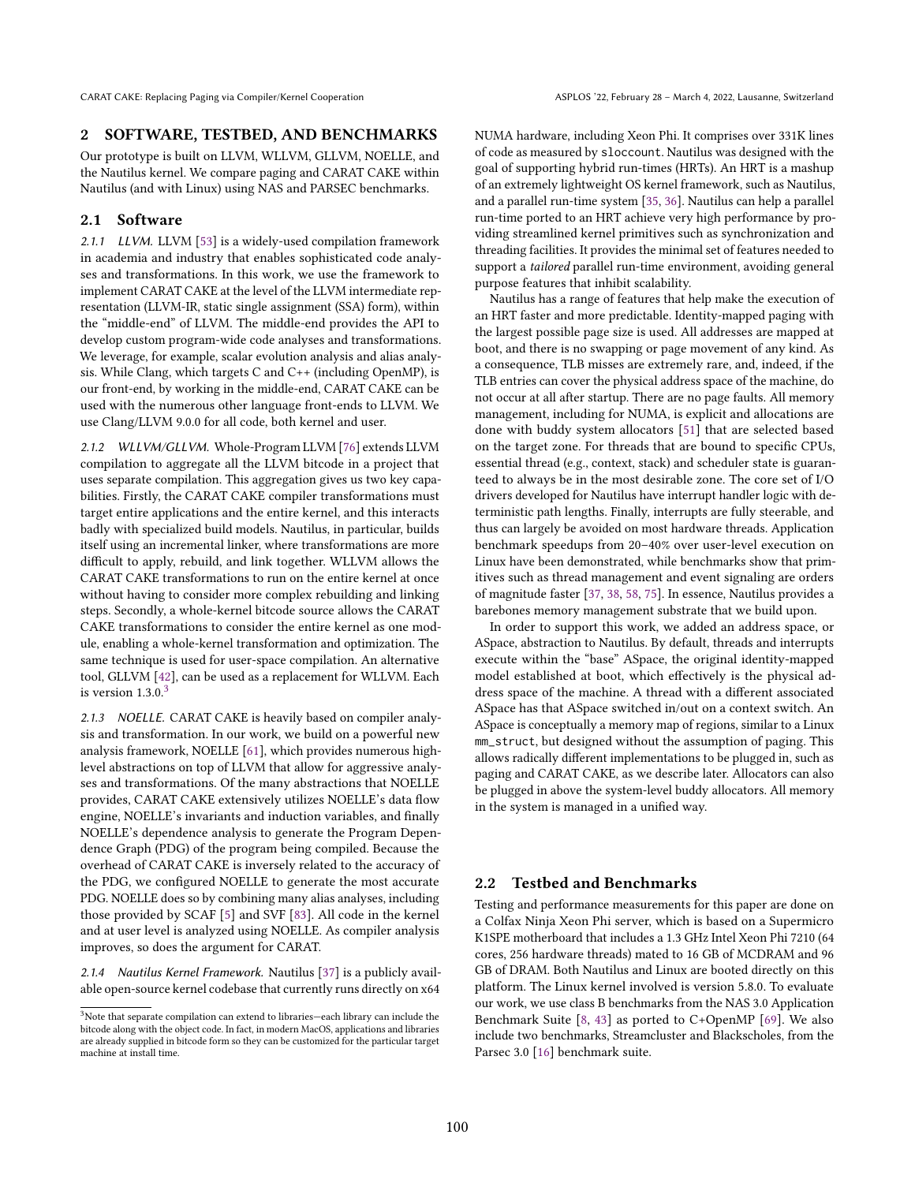## 2 SOFTWARE, TESTBED, AND BENCHMARKS

Our prototype is built on LLVM, WLLVM, GLLVM, NOELLE, and the Nautilus kernel. We compare paging and CARAT CAKE within Nautilus (and with Linux) using NAS and PARSEC benchmarks.

### 2.1 Software

*2.1.1 LLVM.* LLVM [53] is a widely-used compilation framework in academia and industry that enables sophisticated code analyses and transformations. In this work, we use the framework to implement CARAT CAKE at the level of the LLVM intermediate representation (LLVM-IR, static single assignment (SSA) form), within the "middle-end" of LLVM. The middle-end provides the API to develop custom program-wide code analyses and transformations. We leverage, for example, scalar evolution analysis and alias analysis. While Clang, which targets C and C++ (including OpenMP), is our front-end, by working in the middle-end, CARAT CAKE can be used with the numerous other language front-ends to LLVM. We use Clang/LLVM 9.0.0 for all code, both kernel and user.

*2.1.2 WLLVM/GLLVM.* Whole-Program LLVM [76] extends LLVM compilation to aggregate all the LLVM bitcode in a project that uses separate compilation. This aggregation gives us two key capabilities. Firstly, the CARAT CAKE compiler transformations must target entire applications and the entire kernel, and this interacts badly with specialized build models. Nautilus, in particular, builds itself using an incremental linker, where transformations are more difficult to apply, rebuild, and link together. WLLVM allows the CARAT CAKE transformations to run on the entire kernel at once without having to consider more complex rebuilding and linking steps. Secondly, a whole-kernel bitcode source allows the CARAT CAKE transformations to consider the entire kernel as one module, enabling a whole-kernel transformation and optimization. The same technique is used for user-space compilation. An alternative tool, GLLVM [42], can be used as a replacement for WLLVM. Each is version 1.3.0.[3]

*2.1.3 NOELLE.* CARAT CAKE is heavily based on compiler analysis and transformation. In our work, we build on a powerful new analysis framework, NOELLE [61], which provides numerous high-level abstractions on top of LLVM that allow for aggressive analyses and transformations. Of the many abstractions that NOELLE provides, CARAT CAKE extensively utilizes NOELLE's data flow engine, NOELLE's invariants and induction variables, and finally NOELLE's dependence analysis to generate the Program Dependence Graph (PDG) of the program being compiled. Because the overhead of CARAT CAKE is inversely related to the accuracy of the PDG, we configured NOELLE to generate the most accurate PDG. NOELLE does so by combining many alias analyses, including those provided by SCAF [5] and SVF [83]. All code in the kernel and at user level is analyzed using NOELLE. As compiler analysis improves, so does the argument for CARAT.

*2.1.4 Nautilus Kernel Framework.* Nautilus [37] is a publicly available open-source kernel codebase that currently runs directly on x64 NUMA hardware, including Xeon Phi. It comprises over 331K lines of code as measured by `sloccount`. Nautilus was designed with the goal of supporting hybrid run-times (HRTs). An HRT is a mashup of an extremely lightweight OS kernel framework, such as Nautilus, and a parallel run-time system [35, 36]. Nautilus can help a parallel run-time ported to an HRT achieve very high performance by providing streamlined kernel primitives such as synchronization and threading facilities. It provides the minimal set of features needed to support a *tailored* parallel run-time environment, avoiding general purpose features that inhibit scalability.

Nautilus has a range of features that help make the execution of an HRT faster and more predictable. Identity-mapped paging with the largest possible page size is used. All addresses are mapped at boot, and there is no swapping or page movement of any kind. As a consequence, TLB misses are extremely rare, and, indeed, if the TLB entries can cover the physical address space of the machine, do not occur at all after startup. There are no page faults. All memory management, including for NUMA, is explicit and allocations are done with buddy system allocators [51] that are selected based on the target zone. For threads that are bound to specific CPUs, essential thread (e.g., context, stack) and scheduler state is guaranteed to always be in the most desirable zone. The core set of I/O drivers developed for Nautilus have interrupt handler logic with deterministic path lengths. Finally, interrupts are fully steerable, and thus can largely be avoided on most hardware threads. Application benchmark speedups from 20–40% over user-level execution on Linux have been demonstrated, while benchmarks show that primitives such as thread management and event signaling are orders of magnitude faster [37, 38, 58, 75]. In essence, Nautilus provides a barebones memory management substrate that we build upon.

In order to support this work, we added an address space, or ASpace, abstraction to Nautilus. By default, threads and interrupts execute within the "base" ASpace, the original identity-mapped model established at boot, which effectively is the physical address space of the machine. A thread with a different associated ASpace has that ASpace switched in/out on a context switch. An ASpace is conceptually a memory map of regions, similar to a Linux `mm_struct`, but designed without the assumption of paging. This allows radically different implementations to be plugged in, such as paging and CARAT CAKE, as we describe later. Allocators can also be plugged in above the system-level buddy allocators. All memory in the system is managed in a unified way.

### 2.2 Testbed and Benchmarks

Testing and performance measurements for this paper are done on a Colfax Ninja Xeon Phi server, which is based on a Supermicro K1SPE motherboard that includes a 1.3 GHz Intel Xeon Phi 7210 (64 cores, 256 hardware threads) mated to 16 GB of MCDRAM and 96 GB of DRAM. Both Nautilus and Linux are booted directly on this platform. The Linux kernel involved is version 5.8.0. To evaluate our work, we use class B benchmarks from the NAS 3.0 Application Benchmark Suite [8, 43] as ported to C+OpenMP [69]. We also include two benchmarks, Streamcluster and Blackscholes, from the Parsec 3.0 [16] benchmark suite.

[3] Note that separate compilation can extend to libraries—each library can include the bitcode along with the object code. In fact, in modern MacOS, applications and libraries are already supplied in bitcode form so they can be customized for the particular target machine at install time.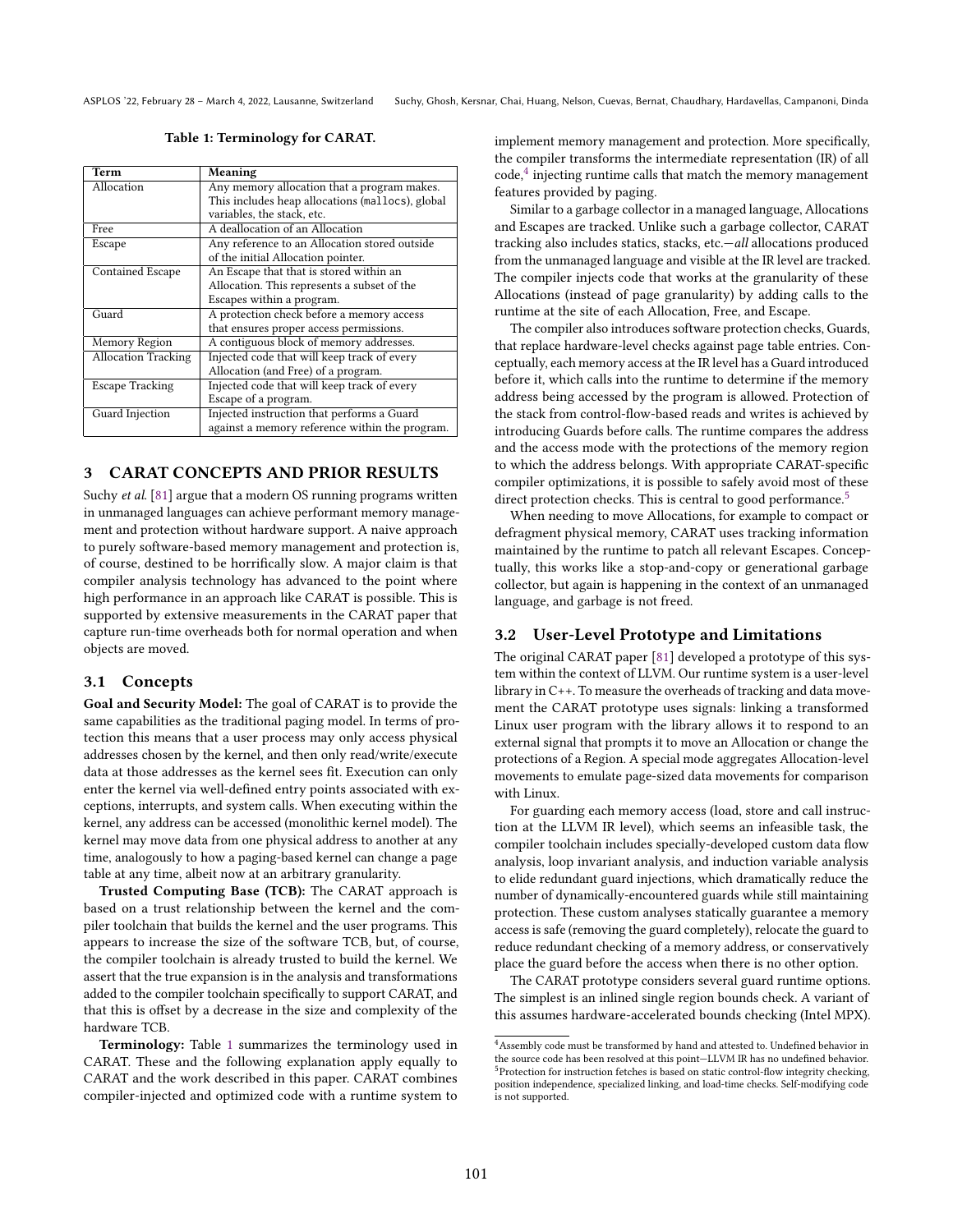**Table 1: Terminology for CARAT.**

| Term | Meaning |
|---|---|
| Allocation | Any memory allocation that a program makes. This includes heap allocations (mallocs), global variables, the stack, etc. |
| Free | A deallocation of an Allocation |
| Escape | Any reference to an Allocation stored outside of the initial Allocation pointer. |
| Contained Escape | An Escape that that is stored within an Allocation. This represents a subset of the Escapes within a program. |
| Guard | A protection check before a memory access that ensures proper access permissions. |
| Memory Region | A contiguous block of memory addresses. |
| Allocation Tracking | Injected code that will keep track of every Allocation (and Free) of a program. |
| Escape Tracking | Injected code that will keep track of every Escape of a program. |
| Guard Injection | Injected instruction that performs a Guard against a memory reference within the program. |

## 3 CARAT CONCEPTS AND PRIOR RESULTS

Suchy *et al.* [81] argue that a modern OS running programs written in unmanaged languages can achieve performant memory management and protection without hardware support. A naive approach to purely software-based memory management and protection is, of course, destined to be horrifically slow. A major claim is that compiler analysis technology has advanced to the point where high performance in an approach like CARAT is possible. This is supported by extensive measurements in the CARAT paper that capture run-time overheads both for normal operation and when objects are moved.

### 3.1 Concepts

**Goal and Security Model:** The goal of CARAT is to provide the same capabilities as the traditional paging model. In terms of protection this means that a user process may only access physical addresses chosen by the kernel, and then only read/write/execute data at those addresses as the kernel sees fit. Execution can only enter the kernel via well-defined entry points associated with exceptions, interrupts, and system calls. When executing within the kernel, any address can be accessed (monolithic kernel model). The kernel may move data from one physical address to another at any time, analogously to how a paging-based kernel can change a page table at any time, albeit now at an arbitrary granularity.

**Trusted Computing Base (TCB):** The CARAT approach is based on a trust relationship between the kernel and the compiler toolchain that builds the kernel and the user programs. This appears to increase the size of the software TCB, but, of course, the compiler toolchain is already trusted to build the kernel. We assert that the true expansion is in the analysis and transformations added to the compiler toolchain specifically to support CARAT, and that this is offset by a decrease in the size and complexity of the hardware TCB.

**Terminology:** Table 1 summarizes the terminology used in CARAT. These and the following explanation apply equally to CARAT and the work described in this paper. CARAT combines compiler-injected and optimized code with a runtime system to implement memory management and protection. More specifically, the compiler transforms the intermediate representation (IR) of all code,[4] injecting runtime calls that match the memory management features provided by paging.

Similar to a garbage collector in a managed language, Allocations and Escapes are tracked. Unlike such a garbage collector, CARAT tracking also includes statics, stacks, etc.—*all* allocations produced from the unmanaged language and visible at the IR level are tracked. The compiler injects code that works at the granularity of these Allocations (instead of page granularity) by adding calls to the runtime at the site of each Allocation, Free, and Escape.

The compiler also introduces software protection checks, Guards, that replace hardware-level checks against page table entries. Conceptually, each memory access at the IR level has a Guard introduced before it, which calls into the runtime to determine if the memory address being accessed by the program is allowed. Protection of the stack from control-flow-based reads and writes is achieved by introducing Guards before calls. The runtime compares the address and the access mode with the protections of the memory region to which the address belongs. With appropriate CARAT-specific compiler optimizations, it is possible to safely avoid most of these direct protection checks. This is central to good performance.[5]

When needing to move Allocations, for example to compact or defragment physical memory, CARAT uses tracking information maintained by the runtime to patch all relevant Escapes. Conceptually, this works like a stop-and-copy or generational garbage collector, but again is happening in the context of an unmanaged language, and garbage is not freed.

### 3.2 User-Level Prototype and Limitations

The original CARAT paper [81] developed a prototype of this system within the context of LLVM. Our runtime system is a user-level library in C++. To measure the overheads of tracking and data movement the CARAT prototype uses signals: linking a transformed Linux user program with the library allows it to respond to an external signal that prompts it to move an Allocation or change the protections of a Region. A special mode aggregates Allocation-level movements to emulate page-sized data movements for comparison with Linux.

For guarding each memory access (load, store and call instruction at the LLVM IR level), which seems an infeasible task, the compiler toolchain includes specially-developed custom data flow analysis, loop invariant analysis, and induction variable analysis to elide redundant guard injections, which dramatically reduce the number of dynamically-encountered guards while still maintaining protection. These custom analyses statically guarantee a memory access is safe (removing the guard completely), relocate the guard to reduce redundant checking of a memory address, or conservatively place the guard before the access when there is no other option.

The CARAT prototype considers several guard runtime options. The simplest is an inlined single region bounds check. A variant of this assumes hardware-accelerated bounds checking (Intel MPX).

[4] Assembly code must be transformed by hand and attested to. Undefined behavior in the source code has been resolved at this point—LLVM IR has no undefined behavior.

[5] Protection for instruction fetches is based on static control-flow integrity checking, position independence, specialized linking, and load-time checks. Self-modifying code is not supported.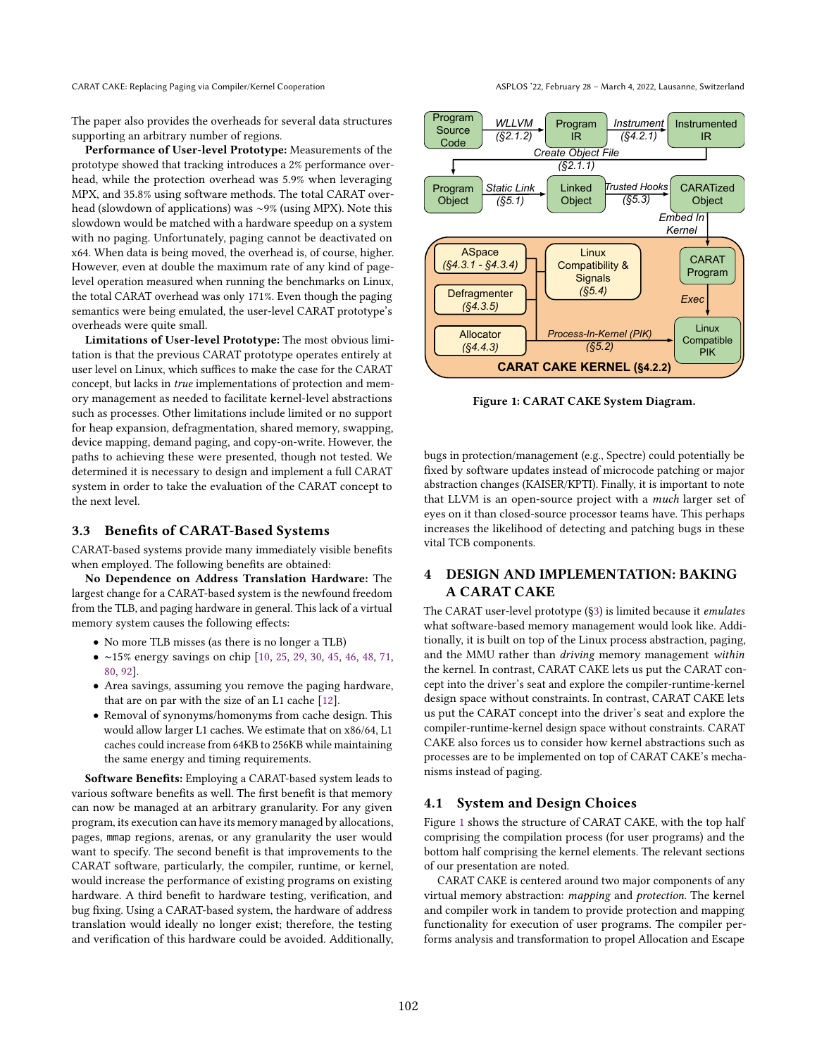The paper also provides the overheads for several data structures supporting an arbitrary number of regions.

**Performance of User-level Prototype:** Measurements of the prototype showed that tracking introduces a 2% performance overhead, while the protection overhead was 5.9% when leveraging MPX, and 35.8% using software methods. The total CARAT overhead (slowdown of applications) was ~9% (using MPX). Note this slowdown would be matched with a hardware speedup on a system with no paging. Unfortunately, paging cannot be deactivated on x64. When data is being moved, the overhead is, of course, higher. However, even at double the maximum rate of any kind of page-level operation measured when running the benchmarks on Linux, the total CARAT overhead was only 171%. Even though the paging semantics were being emulated, the user-level CARAT prototype's overheads were quite small.

**Limitations of User-level Prototype:** The most obvious limitation is that the previous CARAT prototype operates entirely at user level on Linux, which suffices to make the case for the CARAT concept, but lacks in *true* implementations of protection and memory management as needed to facilitate kernel-level abstractions such as processes. Other limitations include limited or no support for heap expansion, defragmentation, shared memory, swapping, device mapping, demand paging, and copy-on-write. However, the paths to achieving these were presented, though not tested. We determined it is necessary to design and implement a full CARAT system in order to take the evaluation of the CARAT concept to the next level.

## 3.3 Benefits of CARAT-Based Systems

CARAT-based systems provide many immediately visible benefits when employed. The following benefits are obtained:

**No Dependence on Address Translation Hardware:** The largest change for a CARAT-based system is the newfound freedom from the TLB, and paging hardware in general. This lack of a virtual memory system causes the following effects:

- No more TLB misses (as there is no longer a TLB)
- ~15% energy savings on chip [10, 25, 29, 30, 45, 46, 48, 71, 80, 92].
- Area savings, assuming you remove the paging hardware, that are on par with the size of an L1 cache [12].
- Removal of synonyms/homonyms from cache design. This would allow larger L1 caches. We estimate that on x86/64, L1 caches could increase from 64KB to 256KB while maintaining the same energy and timing requirements.

**Software Benefits:** Employing a CARAT-based system leads to various software benefits as well. The first benefit is that memory can now be managed at an arbitrary granularity. For any given program, its execution can have its memory managed by allocations, pages, mmap regions, arenas, or any granularity the user would want to specify. The second benefit is that improvements to the CARAT software, particularly, the compiler, runtime, or kernel, would increase the performance of existing programs on existing hardware. A third benefit to hardware testing, verification, and bug fixing. Using a CARAT-based system, the hardware of address translation would ideally no longer exist; therefore, the testing and verification of this hardware could be avoided. Additionally, bugs in protection/management (e.g., Spectre) could potentially be fixed by software updates instead of microcode patching or major abstraction changes (KAISER/KPTI). Finally, it is important to note that LLVM is an open-source project with a *much* larger set of eyes on it than closed-source processor teams have. This perhaps increases the likelihood of detecting and patching bugs in these vital TCB components.

Program Source Code → WLLVM (§2.1.2) → Program IR → Instrument (§4.2.1) → Instrumented IR; Create Object File (§2.1.1) → Program Object → Static Link (§5.1) → Linked Object → Trusted Hooks (§5.3) → CARATized Object → Embed In Kernel → CARAT Program → Exec → Linux Compatible PIK. CARAT CAKE KERNEL (§4.2.2): ASpace (§4.3.1 - §4.3.4), Defragmenter (§4.3.5), Allocator (§4.4.3), Linux Compatibility & Signals (§5.4), Process-In-Kernel (PIK) (§5.2).

**Figure 1: CARAT CAKE System Diagram.**

# 4 DESIGN AND IMPLEMENTATION: BAKING A CARAT CAKE

The CARAT user-level prototype (§3) is limited because it *emulates* what software-based memory management would look like. Additionally, it is built on top of the Linux process abstraction, paging, and the MMU rather than *driving* memory management *within* the kernel. In contrast, CARAT CAKE lets us put the CARAT concept into the driver's seat and explore the compiler-runtime-kernel design space without constraints. In contrast, CARAT CAKE lets us put the CARAT concept into the driver's seat and explore the compiler-runtime-kernel design space without constraints. CARAT CAKE also forces us to consider how kernel abstractions such as processes are to be implemented on top of CARAT CAKE's mechanisms instead of paging.

## 4.1 System and Design Choices

Figure 1 shows the structure of CARAT CAKE, with the top half comprising the compilation process (for user programs) and the bottom half comprising the kernel elements. The relevant sections of our presentation are noted.

CARAT CAKE is centered around two major components of any virtual memory abstraction: *mapping* and *protection*. The kernel and compiler work in tandem to provide protection and mapping functionality for execution of user programs. The compiler performs analysis and transformation to propel Allocation and Escape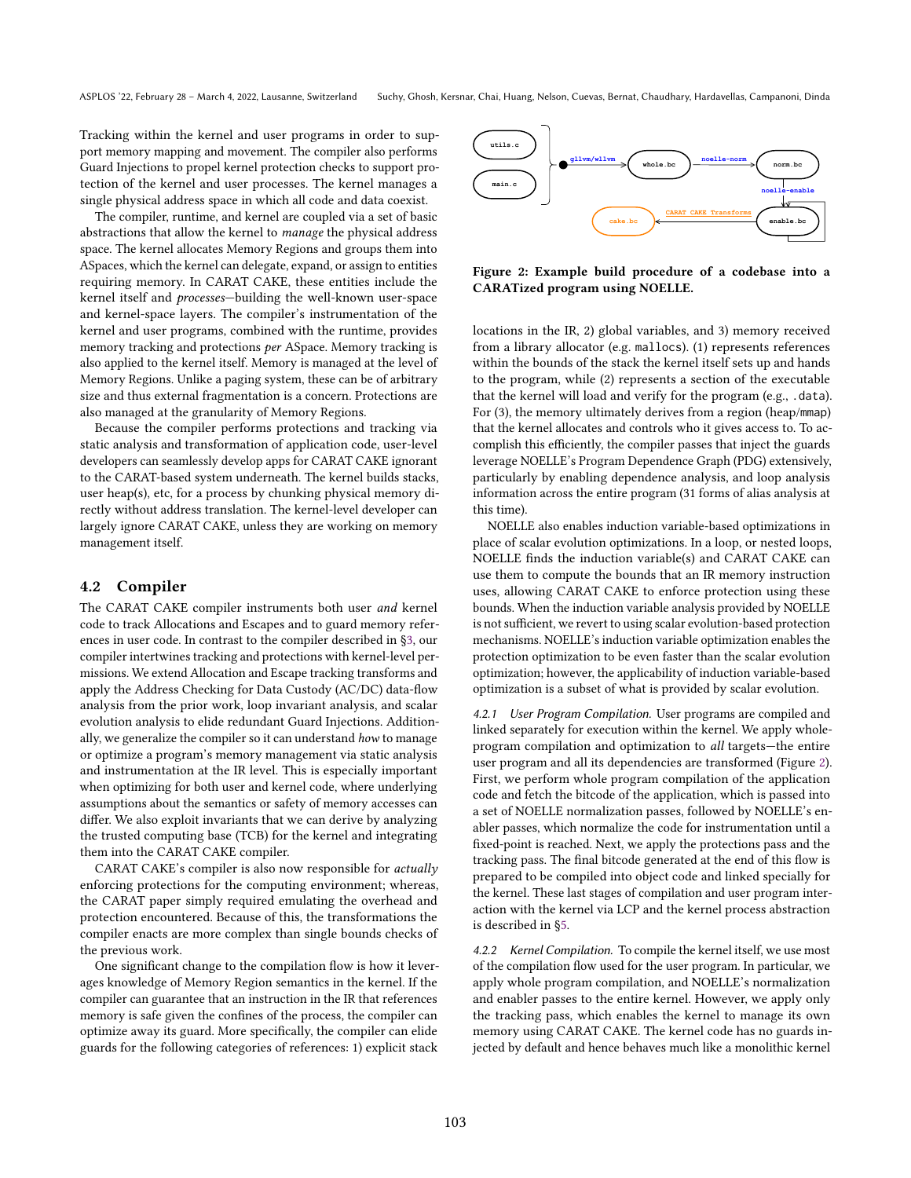Tracking within the kernel and user programs in order to support memory mapping and movement. The compiler also performs Guard Injections to propel kernel protection checks to support protection of the kernel and user processes. The kernel manages a single physical address space in which all code and data coexist.

The compiler, runtime, and kernel are coupled via a set of basic abstractions that allow the kernel to *manage* the physical address space. The kernel allocates Memory Regions and groups them into ASpaces, which the kernel can delegate, expand, or assign to entities requiring memory. In CARAT CAKE, these entities include the kernel itself and *processes*—building the well-known user-space and kernel-space layers. The compiler's instrumentation of the kernel and user programs, combined with the runtime, provides memory tracking and protections *per* ASpace. Memory tracking is also applied to the kernel itself. Memory is managed at the level of Memory Regions. Unlike a paging system, these can be of arbitrary size and thus external fragmentation is a concern. Protections are also managed at the granularity of Memory Regions.

Because the compiler performs protections and tracking via static analysis and transformation of application code, user-level developers can seamlessly develop apps for CARAT CAKE ignorant to the CARAT-based system underneath. The kernel builds stacks, user heap(s), etc, for a process by chunking physical memory directly without address translation. The kernel-level developer can largely ignore CARAT CAKE, unless they are working on memory management itself.

## 4.2 Compiler

The CARAT CAKE compiler instruments both user *and* kernel code to track Allocations and Escapes and to guard memory references in user code. In contrast to the compiler described in §3, our compiler intertwines tracking and protections with kernel-level permissions. We extend Allocation and Escape tracking transforms and apply the Address Checking for Data Custody (AC/DC) data-flow analysis from the prior work, loop invariant analysis, and scalar evolution analysis to elide redundant Guard Injections. Additionally, we generalize the compiler so it can understand *how* to manage or optimize a program's memory management via static analysis and instrumentation at the IR level. This is especially important when optimizing for both user and kernel code, where underlying assumptions about the semantics or safety of memory accesses can differ. We also exploit invariants that we can derive by analyzing the trusted computing base (TCB) for the kernel and integrating them into the CARAT CAKE compiler.

CARAT CAKE's compiler is also now responsible for *actually* enforcing protections for the computing environment; whereas, the CARAT paper simply required emulating the overhead and protection encountered. Because of this, the transformations the compiler enacts are more complex than single bounds checks of the previous work.

One significant change to the compilation flow is how it leverages knowledge of Memory Region semantics in the kernel. If the compiler can guarantee that an instruction in the IR that references memory is safe given the confines of the process, the compiler can optimize away its guard. More specifically, the compiler can elide guards for the following categories of references: 1) explicit stack locations in the IR, 2) global variables, and 3) memory received from a library allocator (e.g. `malloc`s). (1) represents references within the bounds of the stack the kernel itself sets up and hands to the program, while (2) represents a section of the executable that the kernel will load and verify for the program (e.g., `.data`). For (3), the memory ultimately derives from a region (heap/`mmap`) that the kernel allocates and controls who it gives access to. To accomplish this efficiently, the compiler passes that inject the guards leverage NOELLE's Program Dependence Graph (PDG) extensively, particularly by enabling dependence analysis, and loop analysis information across the entire program (31 forms of alias analysis at this time).

NOELLE also enables induction variable-based optimizations in place of scalar evolution optimizations. In a loop, or nested loops, NOELLE finds the induction variable(s) and CARAT CAKE can use them to compute the bounds that an IR memory instruction uses, allowing CARAT CAKE to enforce protection using these bounds. When the induction variable analysis provided by NOELLE is not sufficient, we revert to using scalar evolution-based protection mechanisms. NOELLE's induction variable optimization enables the protection optimization to be even faster than the scalar evolution optimization; however, the applicability of induction variable-based optimization is a subset of what is provided by scalar evolution.

**Figure 2: Example build procedure of a codebase into a CARATized program using NOELLE.**

*4.2.1 User Program Compilation.* User programs are compiled and linked separately for execution within the kernel. We apply whole-program compilation and optimization to *all* targets—the entire user program and all its dependencies are transformed (Figure 2). First, we perform whole program compilation of the application code and fetch the bitcode of the application, which is passed into a set of NOELLE normalization passes, followed by NOELLE's enabler passes, which normalize the code for instrumentation until a fixed-point is reached. Next, we apply the protections pass and the tracking pass. The final bitcode generated at the end of this flow is prepared to be compiled into object code and linked specially for the kernel. These last stages of compilation and user program interaction with the kernel via LCP and the kernel process abstraction is described in §5.

*4.2.2 Kernel Compilation.* To compile the kernel itself, we use most of the compilation flow used for the user program. In particular, we apply whole program compilation, and NOELLE's normalization and enabler passes to the entire kernel. However, we apply only the tracking pass, which enables the kernel to manage its own memory using CARAT CAKE. The kernel code has no guards injected by default and hence behaves much like a monolithic kernel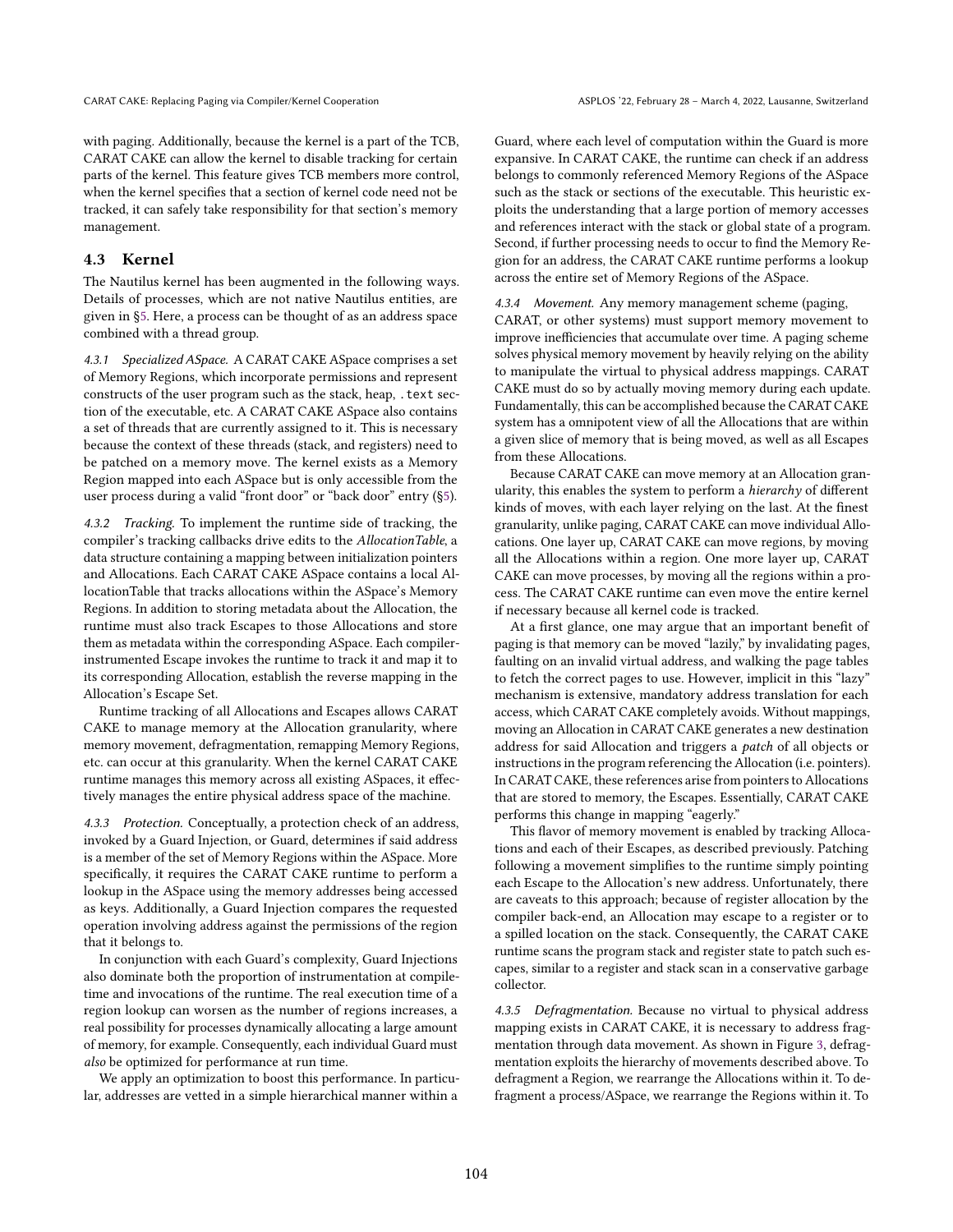with paging. Additionally, because the kernel is a part of the TCB, CARAT CAKE can allow the kernel to disable tracking for certain parts of the kernel. This feature gives TCB members more control, when the kernel specifies that a section of kernel code need not be tracked, it can safely take responsibility for that section's memory management.

## 4.3 Kernel

The Nautilus kernel has been augmented in the following ways. Details of processes, which are not native Nautilus entities, are given in §5. Here, a process can be thought of as an address space combined with a thread group.

*4.3.1 Specialized ASpace.* A CARAT CAKE ASpace comprises a set of Memory Regions, which incorporate permissions and represent constructs of the user program such as the stack, heap, `.text` section of the executable, etc. A CARAT CAKE ASpace also contains a set of threads that are currently assigned to it. This is necessary because the context of these threads (stack, and registers) need to be patched on a memory move. The kernel exists as a Memory Region mapped into each ASpace but is only accessible from the user process during a valid "front door" or "back door" entry (§5).

*4.3.2 Tracking.* To implement the runtime side of tracking, the compiler's tracking callbacks drive edits to the *AllocationTable*, a data structure containing a mapping between initialization pointers and Allocations. Each CARAT CAKE ASpace contains a local AllocationTable that tracks allocations within the ASpace's Memory Regions. In addition to storing metadata about the Allocation, the runtime must also track Escapes to those Allocations and store them as metadata within the corresponding ASpace. Each compiler-instrumented Escape invokes the runtime to track it and map it to its corresponding Allocation, establish the reverse mapping in the Allocation's Escape Set.

Runtime tracking of all Allocations and Escapes allows CARAT CAKE to manage memory at the Allocation granularity, where memory movement, defragmentation, remapping Memory Regions, etc. can occur at this granularity. When the kernel CARAT CAKE runtime manages this memory across all existing ASpaces, it effectively manages the entire physical address space of the machine.

*4.3.3 Protection.* Conceptually, a protection check of an address, invoked by a Guard Injection, or Guard, determines if said address is a member of the set of Memory Regions within the ASpace. More specifically, it requires the CARAT CAKE runtime to perform a lookup in the ASpace using the memory addresses being accessed as keys. Additionally, a Guard Injection compares the requested operation involving address against the permissions of the region that it belongs to.

In conjunction with each Guard's complexity, Guard Injections also dominate both the proportion of instrumentation at compile-time and invocations of the runtime. The real execution time of a region lookup can worsen as the number of regions increases, a real possibility for processes dynamically allocating a large amount of memory, for example. Consequently, each individual Guard must *also* be optimized for performance at run time.

We apply an optimization to boost this performance. In particular, addresses are vetted in a simple hierarchical manner within a Guard, where each level of computation within the Guard is more expansive. In CARAT CAKE, the runtime can check if an address belongs to commonly referenced Memory Regions of the ASpace such as the stack or sections of the executable. This heuristic exploits the understanding that a large portion of memory accesses and references interact with the stack or global state of a program. Second, if further processing needs to occur to find the Memory Region for an address, the CARAT CAKE runtime performs a lookup across the entire set of Memory Regions of the ASpace.

*4.3.4 Movement.* Any memory management scheme (paging, CARAT, or other systems) must support memory movement to improve inefficiencies that accumulate over time. A paging scheme solves physical memory movement by heavily relying on the ability to manipulate the virtual to physical address mappings. CARAT CAKE must do so by actually moving memory during each update. Fundamentally, this can be accomplished because the CARAT CAKE system has a omnipotent view of all the Allocations that are within a given slice of memory that is being moved, as well as all Escapes from these Allocations.

Because CARAT CAKE can move memory at an Allocation granularity, this enables the system to perform a *hierarchy* of different kinds of moves, with each layer relying on the last. At the finest granularity, unlike paging, CARAT CAKE can move individual Allocations. One layer up, CARAT CAKE can move regions, by moving all the Allocations within a region. One more layer up, CARAT CAKE can move processes, by moving all the regions within a process. The CARAT CAKE runtime can even move the entire kernel if necessary because all kernel code is tracked.

At a first glance, one may argue that an important benefit of paging is that memory can be moved "lazily," by invalidating pages, faulting on an invalid virtual address, and walking the page tables to fetch the correct pages to use. However, implicit in this "lazy" mechanism is extensive, mandatory address translation for each access, which CARAT CAKE completely avoids. Without mappings, moving an Allocation in CARAT CAKE generates a new destination address for said Allocation and triggers a *patch* of all objects or instructions in the program referencing the Allocation (i.e. pointers). In CARAT CAKE, these references arise from pointers to Allocations that are stored to memory, the Escapes. Essentially, CARAT CAKE performs this change in mapping "eagerly."

This flavor of memory movement is enabled by tracking Allocations and each of their Escapes, as described previously. Patching following a movement simplifies to the runtime simply pointing each Escape to the Allocation's new address. Unfortunately, there are caveats to this approach; because of register allocation by the compiler back-end, an Allocation may escape to a register or to a spilled location on the stack. Consequently, the CARAT CAKE runtime scans the program stack and register state to patch such escapes, similar to a register and stack scan in a conservative garbage collector.

*4.3.5 Defragmentation.* Because no virtual to physical address mapping exists in CARAT CAKE, it is necessary to address fragmentation through data movement. As shown in Figure 3, defragmentation exploits the hierarchy of movements described above. To defragment a Region, we rearrange the Allocations within it. To defragment a process/ASpace, we rearrange the Regions within it. To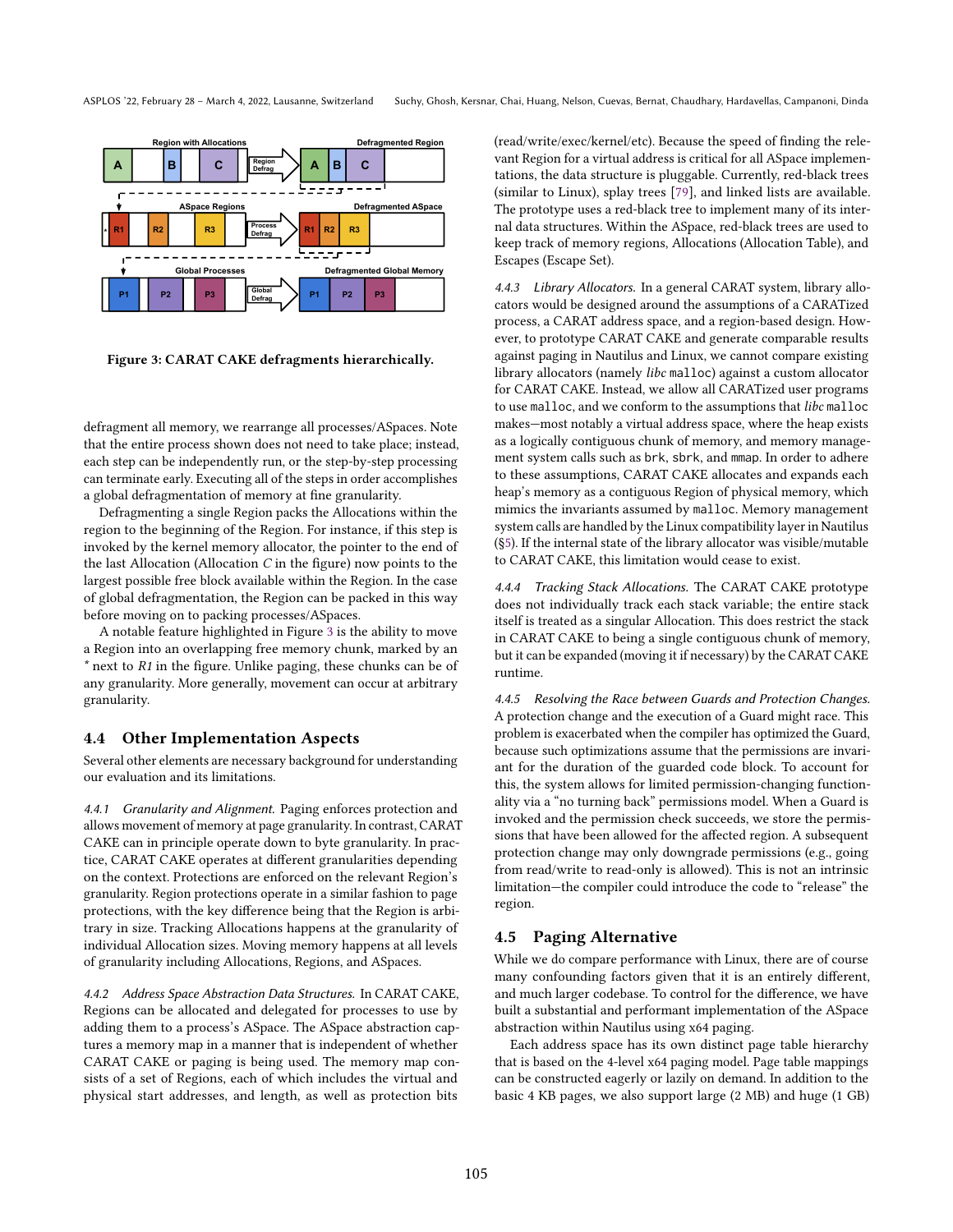Figure 3: CARAT CAKE defragments hierarchically.

defragment all memory, we rearrange all processes/ASpaces. Note that the entire process shown does not need to take place; instead, each step can be independently run, or the step-by-step processing can terminate early. Executing all of the steps in order accomplishes a global defragmentation of memory at fine granularity.

Defragmenting a single Region packs the Allocations within the region to the beginning of the Region. For instance, if this step is invoked by the kernel memory allocator, the pointer to the end of the last Allocation (Allocation *C* in the figure) now points to the largest possible free block available within the Region. In the case of global defragmentation, the Region can be packed in this way before moving on to packing processes/ASpaces.

A notable feature highlighted in Figure 3 is the ability to move a Region into an overlapping free memory chunk, marked by an * next to *R1* in the figure. Unlike paging, these chunks can be of any granularity. More generally, movement can occur at arbitrary granularity.

## 4.4 Other Implementation Aspects

Several other elements are necessary background for understanding our evaluation and its limitations.

*4.4.1 Granularity and Alignment.* Paging enforces protection and allows movement of memory at page granularity. In contrast, CARAT CAKE can in principle operate down to byte granularity. In practice, CARAT CAKE operates at different granularities depending on the context. Protections are enforced on the relevant Region's granularity. Region protections operate in a similar fashion to page protections, with the key difference being that the Region is arbitrary in size. Tracking Allocations happens at the granularity of individual Allocation sizes. Moving memory happens at all levels of granularity including Allocations, Regions, and ASpaces.

*4.4.2 Address Space Abstraction Data Structures.* In CARAT CAKE, Regions can be allocated and delegated for processes to use by adding them to a process's ASpace. The ASpace abstraction captures a memory map in a manner that is independent of whether CARAT CAKE or paging is being used. The memory map consists of a set of Regions, each of which includes the virtual and physical start addresses, and length, as well as protection bits (read/write/exec/kernel/etc). Because the speed of finding the relevant Region for a virtual address is critical for all ASpace implementations, the data structure is pluggable. Currently, red-black trees (similar to Linux), splay trees [79], and linked lists are available. The prototype uses a red-black tree to implement many of its internal data structures. Within the ASpace, red-black trees are used to keep track of memory regions, Allocations (Allocation Table), and Escapes (Escape Set).

*4.4.3 Library Allocators.* In a general CARAT system, library allocators would be designed around the assumptions of a CARATized process, a CARAT address space, and a region-based design. However, to prototype CARAT CAKE and generate comparable results against paging in Nautilus and Linux, we cannot compare existing library allocators (namely *libc* `malloc`) against a custom allocator for CARAT CAKE. Instead, we allow all CARATized user programs to use `malloc`, and we conform to the assumptions that *libc* `malloc` makes—most notably a virtual address space, where the heap exists as a logically contiguous chunk of memory, and memory management system calls such as `brk`, `sbrk`, and `mmap`. In order to adhere to these assumptions, CARAT CAKE allocates and expands each heap's memory as a contiguous Region of physical memory, which mimics the invariants assumed by `malloc`. Memory management system calls are handled by the Linux compatibility layer in Nautilus (§5). If the internal state of the library allocator was visible/mutable to CARAT CAKE, this limitation would cease to exist.

*4.4.4 Tracking Stack Allocations.* The CARAT CAKE prototype does not individually track each stack variable; the entire stack itself is treated as a singular Allocation. This does restrict the stack in CARAT CAKE to being a single contiguous chunk of memory, but it can be expanded (moving it if necessary) by the CARAT CAKE runtime.

*4.4.5 Resolving the Race between Guards and Protection Changes.* A protection change and the execution of a Guard might race. This problem is exacerbated when the compiler has optimized the Guard, because such optimizations assume that the permissions are invariant for the duration of the guarded code block. To account for this, the system allows for limited permission-changing functionality via a "no turning back" permissions model. When a Guard is invoked and the permission check succeeds, we store the permissions that have been allowed for the affected region. A subsequent protection change may only downgrade permissions (e.g., going from read/write to read-only is allowed). This is not an intrinsic limitation—the compiler could introduce the code to "release" the region.

## 4.5 Paging Alternative

While we do compare performance with Linux, there are of course many confounding factors given that it is an entirely different, and much larger codebase. To control for the difference, we have built a substantial and performant implementation of the ASpace abstraction within Nautilus using x64 paging.

Each address space has its own distinct page table hierarchy that is based on the 4-level x64 paging model. Page table mappings can be constructed eagerly or lazily on demand. In addition to the basic 4 KB pages, we also support large (2 MB) and huge (1 GB)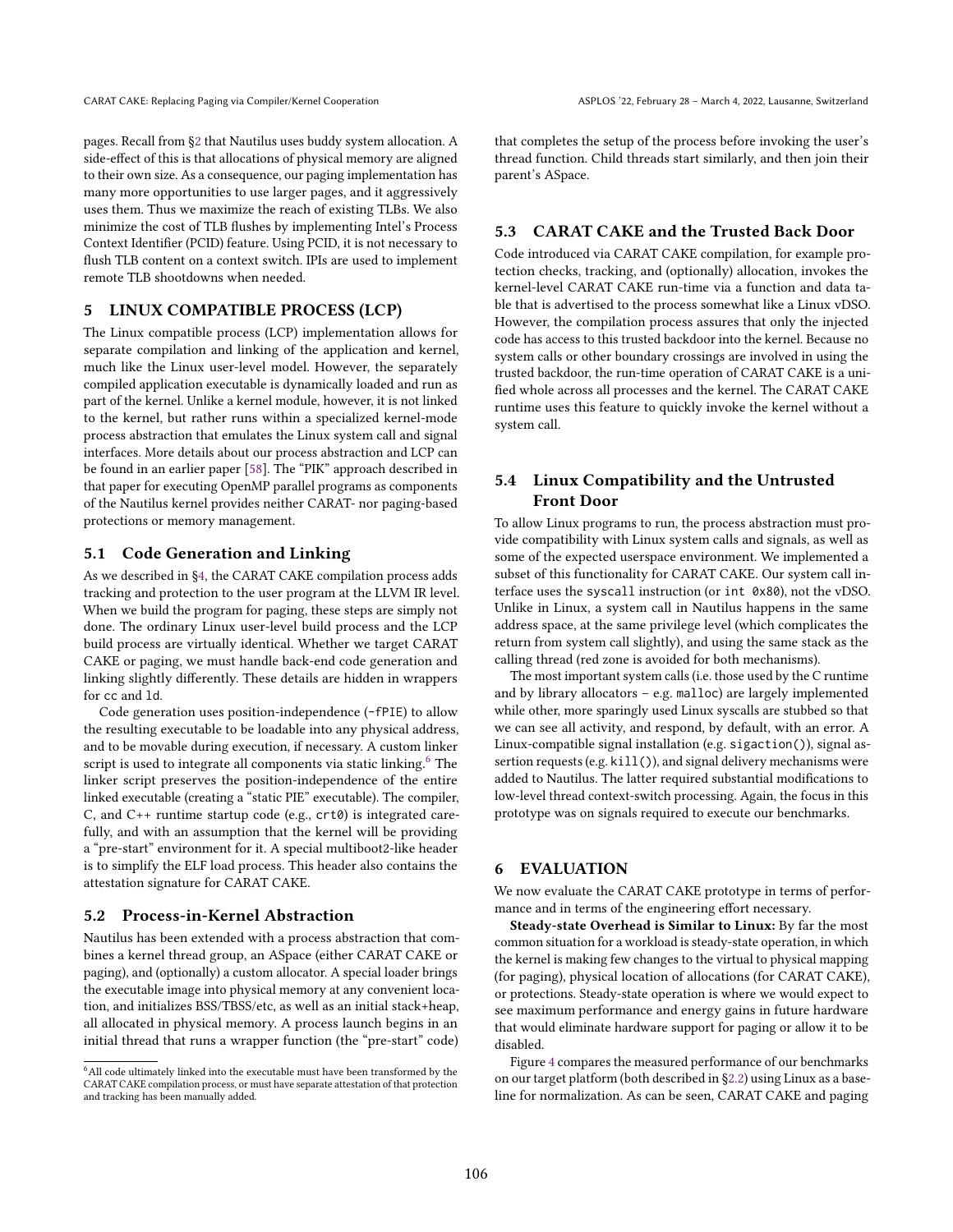pages. Recall from §2 that Nautilus uses buddy system allocation. A side-effect of this is that allocations of physical memory are aligned to their own size. As a consequence, our paging implementation has many more opportunities to use larger pages, and it aggressively uses them. Thus we maximize the reach of existing TLBs. We also minimize the cost of TLB flushes by implementing Intel's Process Context Identifier (PCID) feature. Using PCID, it is not necessary to flush TLB content on a context switch. IPIs are used to implement remote TLB shootdowns when needed.

# 5 LINUX COMPATIBLE PROCESS (LCP)

The Linux compatible process (LCP) implementation allows for separate compilation and linking of the application and kernel, much like the Linux user-level model. However, the separately compiled application executable is dynamically loaded and run as part of the kernel. Unlike a kernel module, however, it is not linked to the kernel, but rather runs within a specialized kernel-mode process abstraction that emulates the Linux system call and signal interfaces. More details about our process abstraction and LCP can be found in an earlier paper [58]. The "PIK" approach described in that paper for executing OpenMP parallel programs as components of the Nautilus kernel provides neither CARAT- nor paging-based protections or memory management.

## 5.1 Code Generation and Linking

As we described in §4, the CARAT CAKE compilation process adds tracking and protection to the user program at the LLVM IR level. When we build the program for paging, these steps are simply not done. The ordinary Linux user-level build process and the LCP build process are virtually identical. Whether we target CARAT CAKE or paging, we must handle back-end code generation and linking slightly differently. These details are hidden in wrappers for `cc` and `ld`.

Code generation uses position-independence (`-fPIE`) to allow the resulting executable to be loadable into any physical address, and to be movable during execution, if necessary. A custom linker script is used to integrate all components via static linking.[6] The linker script preserves the position-independence of the entire linked executable (creating a "static PIE" executable). The compiler, C, and C++ runtime startup code (e.g., `crt0`) is integrated carefully, and with an assumption that the kernel will be providing a "pre-start" environment for it. A special multiboot2-like header is to simplify the ELF load process. This header also contains the attestation signature for CARAT CAKE.

## 5.2 Process-in-Kernel Abstraction

Nautilus has been extended with a process abstraction that combines a kernel thread group, an ASpace (either CARAT CAKE or paging), and (optionally) a custom allocator. A special loader brings the executable image into physical memory at any convenient location, and initializes BSS/TBSS/etc, as well as an initial stack+heap, all allocated in physical memory. A process launch begins in an initial thread that runs a wrapper function (the "pre-start" code) that completes the setup of the process before invoking the user's thread function. Child threads start similarly, and then join their parent's ASpace.

[6] All code ultimately linked into the executable must have been transformed by the CARAT CAKE compilation process, or must have separate attestation of that protection and tracking has been manually added.

## 5.3 CARAT CAKE and the Trusted Back Door

Code introduced via CARAT CAKE compilation, for example protection checks, tracking, and (optionally) allocation, invokes the kernel-level CARAT CAKE run-time via a function and data table that is advertised to the process somewhat like a Linux vDSO. However, the compilation process assures that only the injected code has access to this trusted backdoor into the kernel. Because no system calls or other boundary crossings are involved in using the trusted backdoor, the run-time operation of CARAT CAKE is a unified whole across all processes and the kernel. The CARAT CAKE runtime uses this feature to quickly invoke the kernel without a system call.

## 5.4 Linux Compatibility and the Untrusted Front Door

To allow Linux programs to run, the process abstraction must provide compatibility with Linux system calls and signals, as well as some of the expected userspace environment. We implemented a subset of this functionality for CARAT CAKE. Our system call interface uses the `syscall` instruction (or `int 0x80`), not the vDSO. Unlike in Linux, a system call in Nautilus happens in the same address space, at the same privilege level (which complicates the return from system call slightly), and using the same stack as the calling thread (red zone is avoided for both mechanisms).

The most important system calls (i.e. those used by the C runtime and by library allocators – e.g. `malloc`) are largely implemented while other, more sparingly used Linux syscalls are stubbed so that we can see all activity, and respond, by default, with an error. A Linux-compatible signal installation (e.g. `sigaction()`), signal assertion requests (e.g. `kill()`), and signal delivery mechanisms were added to Nautilus. The latter required substantial modifications to low-level thread context-switch processing. Again, the focus in this prototype was on signals required to execute our benchmarks.

# 6 EVALUATION

We now evaluate the CARAT CAKE prototype in terms of performance and in terms of the engineering effort necessary.

**Steady-state Overhead is Similar to Linux:** By far the most common situation for a workload is steady-state operation, in which the kernel is making few changes to the virtual to physical mapping (for paging), physical location of allocations (for CARAT CAKE), or protections. Steady-state operation is where we would expect to see maximum performance and energy gains in future hardware that would eliminate hardware support for paging or allow it to be disabled.

Figure 4 compares the measured performance of our benchmarks on our target platform (both described in §2.2) using Linux as a baseline for normalization. As can be seen, CARAT CAKE and paging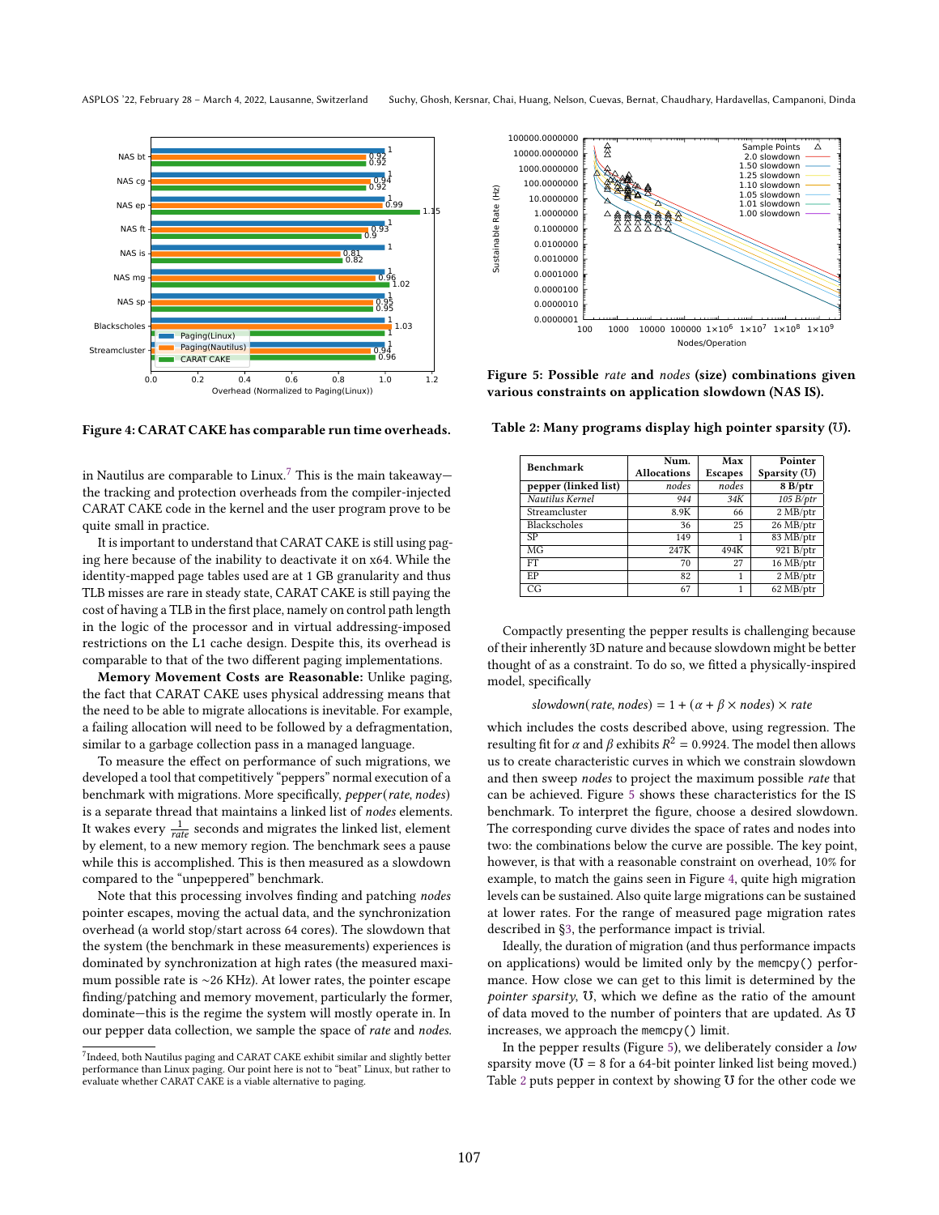Figure 4: CARAT CAKE has comparable run time overheads.

in Nautilus are comparable to Linux.[7] This is the main takeaway—the tracking and protection overheads from the compiler-injected CARAT CAKE code in the kernel and the user program prove to be quite small in practice.

It is important to understand that CARAT CAKE is still using paging here because of the inability to deactivate it on x64. While the identity-mapped page tables used are at 1 GB granularity and thus TLB misses are rare in steady state, CARAT CAKE is still paying the cost of having a TLB in the first place, namely on control path length in the logic of the processor and in virtual addressing-imposed restrictions on the L1 cache design. Despite this, its overhead is comparable to that of the two different paging implementations.

**Memory Movement Costs are Reasonable:** Unlike paging, the fact that CARAT CAKE uses physical addressing means that the need to be able to migrate allocations is inevitable. For example, a failing allocation will need to be followed by a defragmentation, similar to a garbage collection pass in a managed language.

To measure the effect on performance of such migrations, we developed a tool that competitively "peppers" normal execution of a benchmark with migrations. More specifically, *pepper*(*rate*, *nodes*) is a separate thread that maintains a linked list of *nodes* elements. It wakes every $\frac{1}{rate}$ seconds and migrates the linked list, element by element, to a new memory region. The benchmark sees a pause while this is accomplished. This is then measured as a slowdown compared to the "unpeppered" benchmark.

Note that this processing involves finding and patching *nodes* pointer escapes, moving the actual data, and the synchronization overhead (a world stop/start across 64 cores). The slowdown that the system (the benchmark in these measurements) experiences is dominated by synchronization at high rates (the measured maximum possible rate is ~26 KHz). At lower rates, the pointer escape finding/patching and memory movement, particularly the former, dominate—this is the regime the system will mostly operate in. In our pepper data collection, we sample the space of *rate* and *nodes*.

[7] Indeed, both Nautilus paging and CARAT CAKE exhibit similar and slightly better performance than Linux paging. Our point here is not to "beat" Linux, but rather to evaluate whether CARAT CAKE is a viable alternative to paging.

**Figure 5: Possible *rate* and *nodes* (size) combinations given various constraints on application slowdown (NAS IS).**

**Table 2: Many programs display high pointer sparsity (℧).**

| Benchmark | Num. Allocations | Max Escapes | Pointer Sparsity (℧) |
|---|---|---|---|
| **pepper (linked list)** | *nodes* | *nodes* | **8 B/ptr** |
| *Nautilus Kernel* | *944* | *34K* | *105 B/ptr* |
| Streamcluster | 8.9K | 66 | 2 MB/ptr |
| Blackscholes | 36 | 25 | 26 MB/ptr |
| SP | 149 | 1 | 83 MB/ptr |
| MG | 247K | 494K | 921 B/ptr |
| FT | 70 | 27 | 16 MB/ptr |
| EP | 82 | 1 | 2 MB/ptr |
| CG | 67 | 1 | 62 MB/ptr |

Compactly presenting the pepper results is challenging because of their inherently 3D nature and because slowdown might be better thought of as a constraint. To do so, we fitted a physically-inspired model, specifically

$$slowdown(rate, nodes) = 1 + (\alpha + \beta \times nodes) \times rate$$

which includes the costs described above, using regression. The resulting fit for $\alpha$ and $\beta$ exhibits $R^2 = 0.9924$. The model then allows us to create characteristic curves in which we constrain slowdown and then sweep *nodes* to project the maximum possible *rate* that can be achieved. Figure 5 shows these characteristics for the IS benchmark. To interpret the figure, choose a desired slowdown. The corresponding curve divides the space of rates and nodes into two: the combinations below the curve are possible. The key point, however, is that with a reasonable constraint on overhead, 10% for example, to match the gains seen in Figure 4, quite high migration levels can be sustained. Also quite large migrations can be sustained at lower rates. For the range of measured page migration rates described in §3, the performance impact is trivial.

Ideally, the duration of migration (and thus performance impacts on applications) would be limited only by the `memcpy()` performance. How close we can get to this limit is determined by the *pointer sparsity*, ℧, which we define as the ratio of the amount of data moved to the number of pointers that are updated. As ℧ increases, we approach the `memcpy()` limit.

In the pepper results (Figure 5), we deliberately consider a *low* sparsity move (℧ = 8 for a 64-bit pointer linked list being moved.) Table 2 puts pepper in context by showing ℧ for the other code we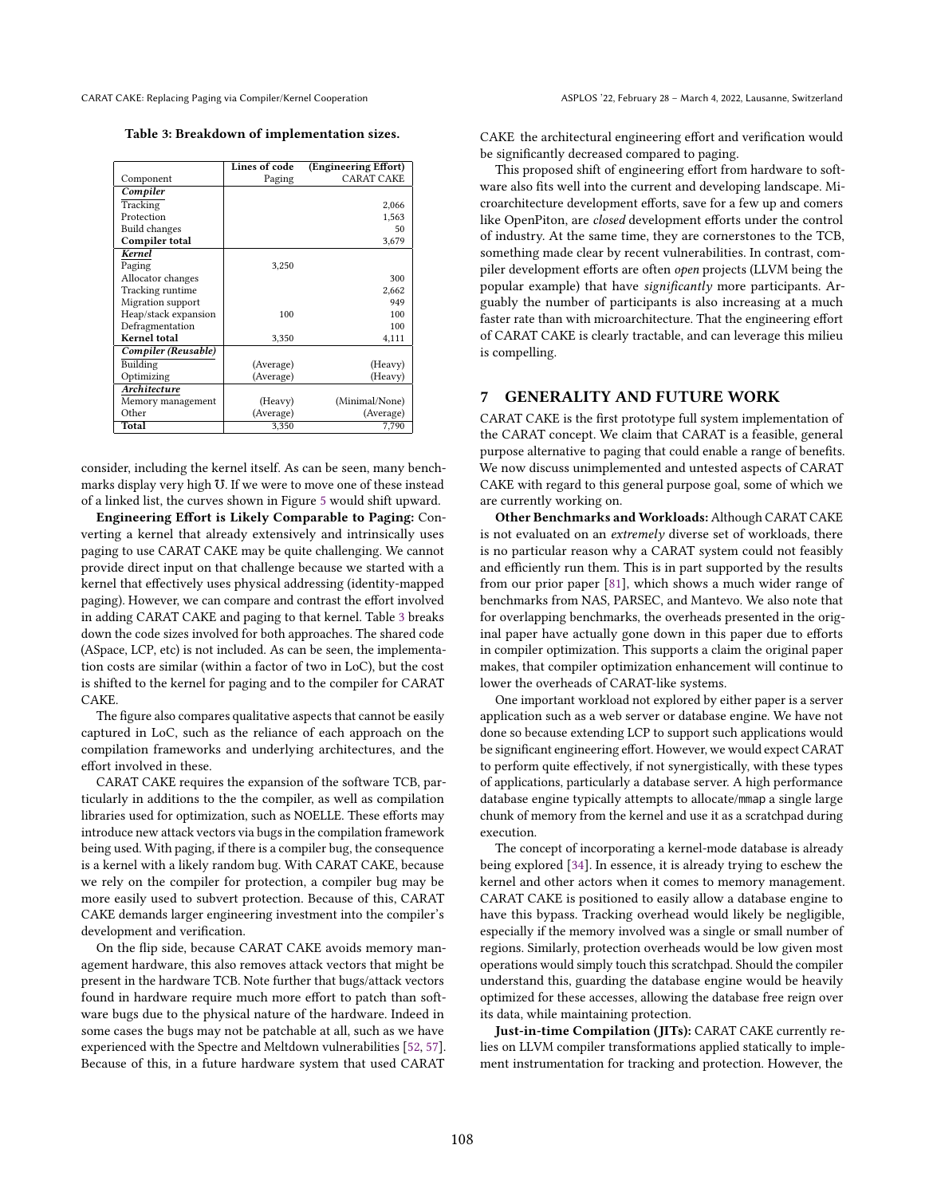**Table 3: Breakdown of implementation sizes.**

| Component | Lines of code Paging | (Engineering Effort) CARAT CAKE |
|---|---|---|
| ***Compiler*** | | |
| Tracking | | 2,066 |
| Protection | | 1,563 |
| Build changes | | 50 |
| **Compiler total** | | 3,679 |
| ***Kernel*** | | |
| Paging | 3,250 | |
| Allocator changes | | 300 |
| Tracking runtime | | 2,662 |
| Migration support | | 949 |
| Heap/stack expansion | 100 | 100 |
| Defragmentation | | 100 |
| **Kernel total** | 3,350 | 4,111 |
| ***Compiler (Reusable)*** | | |
| Building | (Average) | (Heavy) |
| Optimizing | (Average) | (Heavy) |
| ***Architecture*** | | |
| Memory management | (Heavy) | (Minimal/None) |
| Other | (Average) | (Average) |
| **Total** | 3,350 | 7,790 |

consider, including the kernel itself. As can be seen, many benchmarks display very high $\mho$. If we were to move one of these instead of a linked list, the curves shown in Figure 5 would shift upward.

**Engineering Effort is Likely Comparable to Paging:** Converting a kernel that already extensively and intrinsically uses paging to use CARAT CAKE may be quite challenging. We cannot provide direct input on that challenge because we started with a kernel that effectively uses physical addressing (identity-mapped paging). However, we can compare and contrast the effort involved in adding CARAT CAKE and paging to that kernel. Table 3 breaks down the code sizes involved for both approaches. The shared code (ASpace, LCP, etc) is not included. As can be seen, the implementation costs are similar (within a factor of two in LoC), but the cost is shifted to the kernel for paging and to the compiler for CARAT CAKE.

The figure also compares qualitative aspects that cannot be easily captured in LoC, such as the reliance of each approach on the compilation frameworks and underlying architectures, and the effort involved in these.

CARAT CAKE requires the expansion of the software TCB, particularly in additions to the the compiler, as well as compilation libraries used for optimization, such as NOELLE. These efforts may introduce new attack vectors via bugs in the compilation framework being used. With paging, if there is a compiler bug, the consequence is a kernel with a likely random bug. With CARAT CAKE, because we rely on the compiler for protection, a compiler bug may be more easily used to subvert protection. Because of this, CARAT CAKE demands larger engineering investment into the compiler's development and verification.

On the flip side, because CARAT CAKE avoids memory management hardware, this also removes attack vectors that might be present in the hardware TCB. Note further that bugs/attack vectors found in hardware require much more effort to patch than software bugs due to the physical nature of the hardware. Indeed in some cases the bugs may not be patchable at all, such as we have experienced with the Spectre and Meltdown vulnerabilities [52, 57]. Because of this, in a future hardware system that used CARAT CAKE the architectural engineering effort and verification would be significantly decreased compared to paging.

This proposed shift of engineering effort from hardware to software also fits well into the current and developing landscape. Microarchitecture development efforts, save for a few up and comers like OpenPiton, are *closed* development efforts under the control of industry. At the same time, they are cornerstones to the TCB, something made clear by recent vulnerabilities. In contrast, compiler development efforts are often *open* projects (LLVM being the popular example) that have *significantly* more participants. Arguably the number of participants is also increasing at a much faster rate than with microarchitecture. That the engineering effort of CARAT CAKE is clearly tractable, and can leverage this milieu is compelling.

## 7 GENERALITY AND FUTURE WORK

CARAT CAKE is the first prototype full system implementation of the CARAT concept. We claim that CARAT is a feasible, general purpose alternative to paging that could enable a range of benefits. We now discuss unimplemented and untested aspects of CARAT CAKE with regard to this general purpose goal, some of which we are currently working on.

**Other Benchmarks and Workloads:** Although CARAT CAKE is not evaluated on an *extremely* diverse set of workloads, there is no particular reason why a CARAT system could not feasibly and efficiently run them. This is in part supported by the results from our prior paper [81], which shows a much wider range of benchmarks from NAS, PARSEC, and Mantevo. We also note that for overlapping benchmarks, the overheads presented in the original paper have actually gone down in this paper due to efforts in compiler optimization. This supports a claim the original paper makes, that compiler optimization enhancement will continue to lower the overheads of CARAT-like systems.

One important workload not explored by either paper is a server application such as a web server or database engine. We have not done so because extending LCP to support such applications would be significant engineering effort. However, we would expect CARAT to perform quite effectively, if not synergistically, with these types of applications, particularly a database server. A high performance database engine typically attempts to allocate/mmap a single large chunk of memory from the kernel and use it as a scratchpad during execution.

The concept of incorporating a kernel-mode database is already being explored [34]. In essence, it is already trying to eschew the kernel and other actors when it comes to memory management. CARAT CAKE is positioned to easily allow a database engine to have this bypass. Tracking overhead would likely be negligible, especially if the memory involved was a single or small number of regions. Similarly, protection overheads would be low given most operations would simply touch this scratchpad. Should the compiler understand this, guarding the database engine would be heavily optimized for these accesses, allowing the database free reign over its data, while maintaining protection.

**Just-in-time Compilation (JITs):** CARAT CAKE currently relies on LLVM compiler transformations applied statically to implement instrumentation for tracking and protection. However, the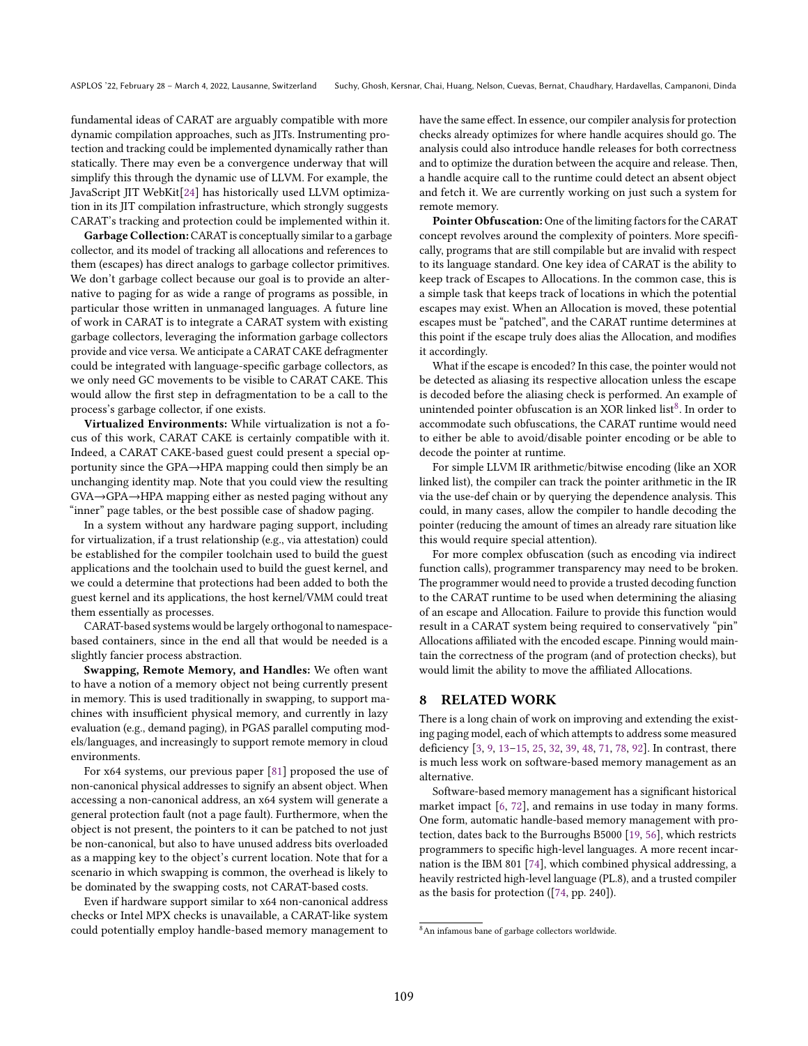fundamental ideas of CARAT are arguably compatible with more dynamic compilation approaches, such as JITs. Instrumenting protection and tracking could be implemented dynamically rather than statically. There may even be a convergence underway that will simplify this through the dynamic use of LLVM. For example, the JavaScript JIT WebKit[24] has historically used LLVM optimization in its JIT compilation infrastructure, which strongly suggests CARAT's tracking and protection could be implemented within it.

**Garbage Collection:** CARAT is conceptually similar to a garbage collector, and its model of tracking all allocations and references to them (escapes) has direct analogs to garbage collector primitives. We don't garbage collect because our goal is to provide an alternative to paging for as wide a range of programs as possible, in particular those written in unmanaged languages. A future line of work in CARAT is to integrate a CARAT system with existing garbage collectors, leveraging the information garbage collectors provide and vice versa. We anticipate a CARAT CAKE defragmenter could be integrated with language-specific garbage collectors, as we only need GC movements to be visible to CARAT CAKE. This would allow the first step in defragmentation to be a call to the process's garbage collector, if one exists.

**Virtualized Environments:** While virtualization is not a focus of this work, CARAT CAKE is certainly compatible with it. Indeed, a CARAT CAKE-based guest could present a special opportunity since the GPA→HPA mapping could then simply be an unchanging identity map. Note that you could view the resulting GVA→GPA→HPA mapping either as nested paging without any "inner" page tables, or the best possible case of shadow paging.

In a system without any hardware paging support, including for virtualization, if a trust relationship (e.g., via attestation) could be established for the compiler toolchain used to build the guest applications and the toolchain used to build the guest kernel, and we could a determine that protections had been added to both the guest kernel and its applications, the host kernel/VMM could treat them essentially as processes.

CARAT-based systems would be largely orthogonal to namespace-based containers, since in the end all that would be needed is a slightly fancier process abstraction.

**Swapping, Remote Memory, and Handles:** We often want to have a notion of a memory object not being currently present in memory. This is used traditionally in swapping, to support machines with insufficient physical memory, and currently in lazy evaluation (e.g., demand paging), in PGAS parallel computing models/languages, and increasingly to support remote memory in cloud environments.

For x64 systems, our previous paper [81] proposed the use of non-canonical physical addresses to signify an absent object. When accessing a non-canonical address, an x64 system will generate a general protection fault (not a page fault). Furthermore, when the object is not present, the pointers to it can be patched to not just be non-canonical, but also to have unused address bits overloaded as a mapping key to the object's current location. Note that for a scenario in which swapping is common, the overhead is likely to be dominated by the swapping costs, not CARAT-based costs.

Even if hardware support similar to x64 non-canonical address checks or Intel MPX checks is unavailable, a CARAT-like system could potentially employ handle-based memory management to have the same effect. In essence, our compiler analysis for protection checks already optimizes for where handle acquires should go. The analysis could also introduce handle releases for both correctness and to optimize the duration between the acquire and release. Then, a handle acquire call to the runtime could detect an absent object and fetch it. We are currently working on just such a system for remote memory.

**Pointer Obfuscation:** One of the limiting factors for the CARAT concept revolves around the complexity of pointers. More specifically, programs that are still compilable but are invalid with respect to its language standard. One key idea of CARAT is the ability to keep track of Escapes to Allocations. In the common case, this is a simple task that keeps track of locations in which the potential escapes may exist. When an Allocation is moved, these potential escapes must be "patched", and the CARAT runtime determines at this point if the escape truly does alias the Allocation, and modifies it accordingly.

What if the escape is encoded? In this case, the pointer would not be detected as aliasing its respective allocation unless the escape is decoded before the aliasing check is performed. An example of unintended pointer obfuscation is an XOR linked list[8]. In order to accommodate such obfuscations, the CARAT runtime would need to either be able to avoid/disable pointer encoding or be able to decode the pointer at runtime.

For simple LLVM IR arithmetic/bitwise encoding (like an XOR linked list), the compiler can track the pointer arithmetic in the IR via the use-def chain or by querying the dependence analysis. This could, in many cases, allow the compiler to handle decoding the pointer (reducing the amount of times an already rare situation like this would require special attention).

For more complex obfuscation (such as encoding via indirect function calls), programmer transparency may need to be broken. The programmer would need to provide a trusted decoding function to the CARAT runtime to be used when determining the aliasing of an escape and Allocation. Failure to provide this function would result in a CARAT system being required to conservatively "pin" Allocations affiliated with the encoded escape. Pinning would maintain the correctness of the program (and of protection checks), but would limit the ability to move the affiliated Allocations.

## 8 RELATED WORK

There is a long chain of work on improving and extending the existing paging model, each of which attempts to address some measured deficiency [3, 9, 13–15, 25, 32, 39, 48, 71, 78, 92]. In contrast, there is much less work on software-based memory management as an alternative.

Software-based memory management has a significant historical market impact [6, 72], and remains in use today in many forms. One form, automatic handle-based memory management with protection, dates back to the Burroughs B5000 [19, 56], which restricts programmers to specific high-level languages. A more recent incarnation is the IBM 801 [74], which combined physical addressing, a heavily restricted high-level language (PL.8), and a trusted compiler as the basis for protection ([74, pp. 240]).

[8] An infamous bane of garbage collectors worldwide.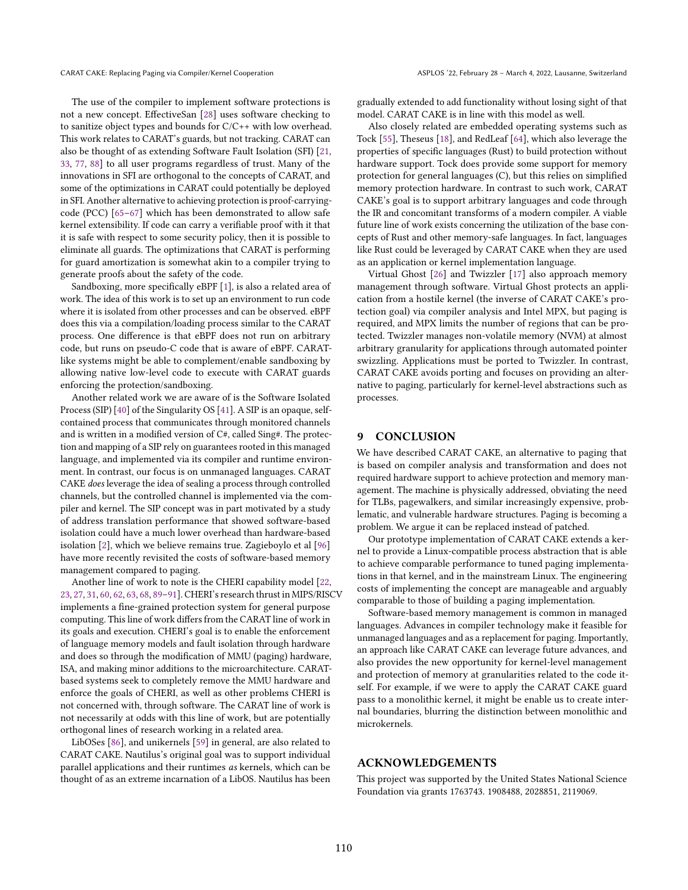The use of the compiler to implement software protections is not a new concept. EffectiveSan [28] uses software checking to to sanitize object types and bounds for C/C++ with low overhead. This work relates to CARAT's guards, but not tracking. CARAT can also be thought of as extending Software Fault Isolation (SFI) [21, 33, 77, 88] to all user programs regardless of trust. Many of the innovations in SFI are orthogonal to the concepts of CARAT, and some of the optimizations in CARAT could potentially be deployed in SFI. Another alternative to achieving protection is proof-carrying-code (PCC) [65–67] which has been demonstrated to allow safe kernel extensibility. If code can carry a verifiable proof with it that it is safe with respect to some security policy, then it is possible to eliminate all guards. The optimizations that CARAT is performing for guard amortization is somewhat akin to a compiler trying to generate proofs about the safety of the code.

Sandboxing, more specifically eBPF [1], is also a related area of work. The idea of this work is to set up an environment to run code where it is isolated from other processes and can be observed. eBPF does this via a compilation/loading process similar to the CARAT process. One difference is that eBPF does not run on arbitrary code, but runs on pseudo-C code that is aware of eBPF. CARAT-like systems might be able to complement/enable sandboxing by allowing native low-level code to execute with CARAT guards enforcing the protection/sandboxing.

Another related work we are aware of is the Software Isolated Process (SIP) [40] of the Singularity OS [41]. A SIP is an opaque, self-contained process that communicates through monitored channels and is written in a modified version of C#, called Sing#. The protection and mapping of a SIP rely on guarantees rooted in this managed language, and implemented via its compiler and runtime environment. In contrast, our focus is on unmanaged languages. CARAT CAKE *does* leverage the idea of sealing a process through controlled channels, but the controlled channel is implemented via the compiler and kernel. The SIP concept was in part motivated by a study of address translation performance that showed software-based isolation could have a much lower overhead than hardware-based isolation [2], which we believe remains true. Zagieboylo et al [96] have more recently revisited the costs of software-based memory management compared to paging.

Another line of work to note is the CHERI capability model [22, 23, 27, 31, 60, 62, 63, 68, 89–91]. CHERI's research thrust in MIPS/RISCV implements a fine-grained protection system for general purpose computing. This line of work differs from the CARAT line of work in its goals and execution. CHERI's goal is to enable the enforcement of language memory models and fault isolation through hardware and does so through the modification of MMU (paging) hardware, ISA, and making minor additions to the microarchitecture. CARAT-based systems seek to completely remove the MMU hardware and enforce the goals of CHERI, as well as other problems CHERI is not concerned with, through software. The CARAT line of work is not necessarily at odds with this line of work, but are potentially orthogonal lines of research working in a related area.

LibOSes [86], and unikernels [59] in general, are also related to CARAT CAKE. Nautilus's original goal was to support individual parallel applications and their runtimes *as* kernels, which can be thought of as an extreme incarnation of a LibOS. Nautilus has been gradually extended to add functionality without losing sight of that model. CARAT CAKE is in line with this model as well.

Also closely related are embedded operating systems such as Tock [55], Theseus [18], and RedLeaf [64], which also leverage the properties of specific languages (Rust) to build protection without hardware support. Tock does provide some support for memory protection for general languages (C), but this relies on simplified memory protection hardware. In contrast to such work, CARAT CAKE's goal is to support arbitrary languages and code through the IR and concomitant transforms of a modern compiler. A viable future line of work exists concerning the utilization of the base concepts of Rust and other memory-safe languages. In fact, languages like Rust could be leveraged by CARAT CAKE when they are used as an application or kernel implementation language.

Virtual Ghost [26] and Twizzler [17] also approach memory management through software. Virtual Ghost protects an application from a hostile kernel (the inverse of CARAT CAKE's protection goal) via compiler analysis and Intel MPX, but paging is required, and MPX limits the number of regions that can be protected. Twizzler manages non-volatile memory (NVM) at almost arbitrary granularity for applications through automated pointer swizzling. Applications must be ported to Twizzler. In contrast, CARAT CAKE avoids porting and focuses on providing an alternative to paging, particularly for kernel-level abstractions such as processes.

## 9 CONCLUSION

We have described CARAT CAKE, an alternative to paging that is based on compiler analysis and transformation and does not required hardware support to achieve protection and memory management. The machine is physically addressed, obviating the need for TLBs, pagewalkers, and similar increasingly expensive, problematic, and vulnerable hardware structures. Paging is becoming a problem. We argue it can be replaced instead of patched.

Our prototype implementation of CARAT CAKE extends a kernel to provide a Linux-compatible process abstraction that is able to achieve comparable performance to tuned paging implementations in that kernel, and in the mainstream Linux. The engineering costs of implementing the concept are manageable and arguably comparable to those of building a paging implementation.

Software-based memory management is common in managed languages. Advances in compiler technology make it feasible for unmanaged languages and as a replacement for paging. Importantly, an approach like CARAT CAKE can leverage future advances, and also provides the new opportunity for kernel-level management and protection of memory at granularities related to the code itself. For example, if we were to apply the CARAT CAKE guard pass to a monolithic kernel, it might be enable us to create internal boundaries, blurring the distinction between monolithic and microkernels.

## ACKNOWLEDGEMENTS

This project was supported by the United States National Science Foundation via grants 1763743. 1908488, 2028851, 2119069.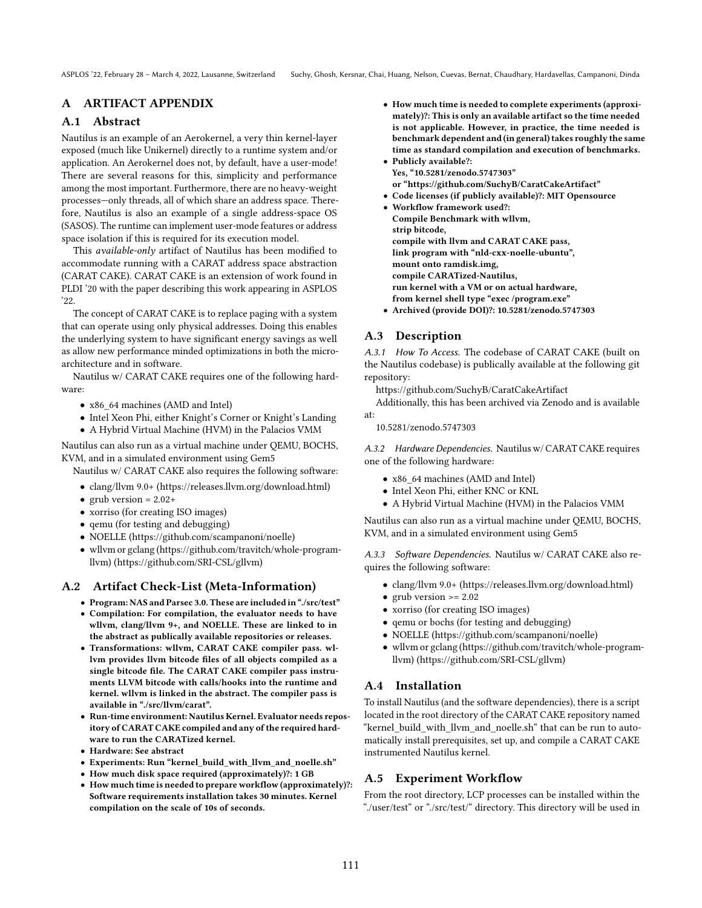## A ARTIFACT APPENDIX

### A.1 Abstract

Nautilus is an example of an Aerokernel, a very thin kernel-layer exposed (much like Unikernel) directly to a runtime system and/or application. An Aerokernel does not, by default, have a user-mode! There are several reasons for this, simplicity and performance among the most important. Furthermore, there are no heavy-weight processes—only threads, all of which share an address space. Therefore, Nautilus is also an example of a single address-space OS (SASOS). The runtime can implement user-mode features or address space isolation if this is required for its execution model.

This *available-only* artifact of Nautilus has been modified to accommodate running with a CARAT address space abstraction (CARAT CAKE). CARAT CAKE is an extension of work found in PLDI '20 with the paper describing this work appearing in ASPLOS '22.

The concept of CARAT CAKE is to replace paging with a system that can operate using only physical addresses. Doing this enables the underlying system to have significant energy savings as well as allow new performance minded optimizations in both the microarchitecture and in software.

Nautilus w/ CARAT CAKE requires one of the following hardware:

- x86_64 machines (AMD and Intel)
- Intel Xeon Phi, either Knight's Corner or Knight's Landing
- A Hybrid Virtual Machine (HVM) in the Palacios VMM

Nautilus can also run as a virtual machine under QEMU, BOCHS, KVM, and in a simulated environment using Gem5

Nautilus w/ CARAT CAKE also requires the following software:

- clang/llvm 9.0+ (https://releases.llvm.org/download.html)
- grub version = 2.02+
- xorriso (for creating ISO images)
- qemu (for testing and debugging)
- NOELLE (https://github.com/scampanoni/noelle)
- wllvm or gclang (https://github.com/travitch/whole-program-llvm) (https://github.com/SRI-CSL/gllvm)

### A.2 Artifact Check-List (Meta-Information)

- **Program: NAS and Parsec 3.0. These are included in "./src/test"**
- **Compilation: For compilation, the evaluator needs to have wllvm, clang/llvm 9+, and NOELLE. These are linked to in the abstract as publically available repositories or releases.**
- **Transformations: wllvm, CARAT CAKE compiler pass. wllvm provides llvm bitcode files of all objects compiled as a single bitcode file. The CARAT CAKE compiler pass instruments LLVM bitcode with calls/hooks into the runtime and kernel. wllvm is linked in the abstract. The compiler pass is available in "./src/llvm/carat".**
- **Run-time environment: Nautilus Kernel. Evaluator needs repository of CARAT CAKE compiled and any of the required hardware to run the CARATized kernel.**
- **Hardware: See abstract**
- **Experiments: Run "kernel_build_with_llvm_and_noelle.sh"**
- **How much disk space required (approximately)?: 1 GB**
- **How much time is needed to prepare workflow (approximately)?: Software requirements installation takes 30 minutes. Kernel compilation on the scale of 10s of seconds.**
- **How much time is needed to complete experiments (approximately)?: This is only an available artifact so the time needed is not applicable. However, in practice, the time needed is benchmark dependent and (in general) takes roughly the same time as standard compilation and execution of benchmarks.**
- **Publicly available?: Yes, "10.5281/zenodo.5747303" or "https://github.com/SuchyB/CaratCakeArtifact"**
- **Code licenses (if publicly available)?: MIT Opensource**
- **Workflow framework used?: Compile Benchmark with wllvm, strip bitcode, compile with llvm and CARAT CAKE pass, link program with "nld-cxx-noelle-ubuntu", mount onto ramdisk.img, compile CARATized-Nautilus, run kernel with a VM or on actual hardware, from kernel shell type "exec /program.exe"**
- **Archived (provide DOI)?: 10.5281/zenodo.5747303**

### A.3 Description

*A.3.1 How To Access.* The codebase of CARAT CAKE (built on the Nautilus codebase) is publically available at the following git repository:

https://github.com/SuchyB/CaratCakeArtifact

Additionally, this has been archived via Zenodo and is available at:

10.5281/zenodo.5747303

*A.3.2 Hardware Dependencies.* Nautilus w/ CARAT CAKE requires one of the following hardware:

- x86_64 machines (AMD and Intel)
- Intel Xeon Phi, either KNC or KNL
- A Hybrid Virtual Machine (HVM) in the Palacios VMM

Nautilus can also run as a virtual machine under QEMU, BOCHS, KVM, and in a simulated environment using Gem5

*A.3.3 Software Dependencies.* Nautilus w/ CARAT CAKE also requires the following software:

- clang/llvm 9.0+ (https://releases.llvm.org/download.html)
- grub version >= 2.02
- xorriso (for creating ISO images)
- qemu or bochs (for testing and debugging)
- NOELLE (https://github.com/scampanoni/noelle)
- wllvm or gclang (https://github.com/travitch/whole-program-llvm) (https://github.com/SRI-CSL/gllvm)

### A.4 Installation

To install Nautilus (and the software dependencies), there is a script located in the root directory of the CARAT CAKE repository named "kernel_build_with_llvm_and_noelle.sh" that can be run to automatically install prerequisites, set up, and compile a CARAT CAKE instrumented Nautilus kernel.

### A.5 Experiment Workflow

From the root directory, LCP processes can be installed within the "./user/test" or "./src/test/" directory. This directory will be used in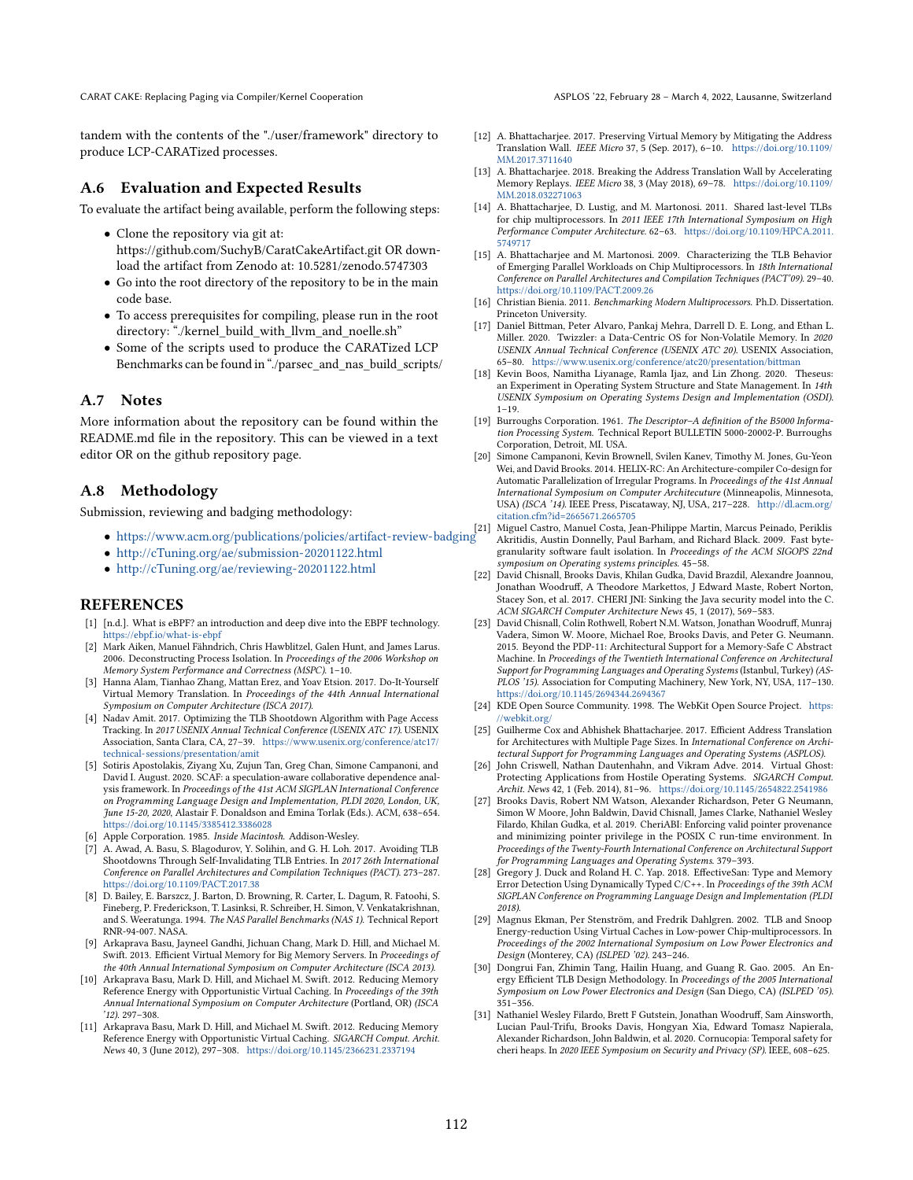tandem with the contents of the "./user/framework" directory to produce LCP-CARATized processes.

## A.6 Evaluation and Expected Results

To evaluate the artifact being available, perform the following steps:

- Clone the repository via git at: https://github.com/SuchyB/CaratCakeArtifact.git OR download the artifact from Zenodo at: 10.5281/zenodo.5747303
- Go into the root directory of the repository to be in the main code base.
- To access prerequisites for compiling, please run in the root directory: "./kernel_build_with_llvm_and_noelle.sh"
- Some of the scripts used to produce the CARATized LCP Benchmarks can be found in "./parsec_and_nas_build_scripts/

## A.7 Notes

More information about the repository can be found within the README.md file in the repository. This can be viewed in a text editor OR on the github repository page.

## A.8 Methodology

Submission, reviewing and badging methodology:

- https://www.acm.org/publications/policies/artifact-review-badging
- http://cTuning.org/ae/submission-20201122.html
- http://cTuning.org/ae/reviewing-20201122.html

## REFERENCES

[1] [n.d.]. What is eBPF? an introduction and deep dive into the EBPF technology. https://ebpf.io/what-is-ebpf

[2] Mark Aiken, Manuel Fähndrich, Chris Hawblitzel, Galen Hunt, and James Larus. 2006. Deconstructing Process Isolation. In *Proceedings of the 2006 Workshop on Memory System Performance and Correctness (MSPC)*. 1–10.

[3] Hanna Alam, Tianhao Zhang, Mattan Erez, and Yoav Etsion. 2017. Do-It-Yourself Virtual Memory Translation. In *Proceedings of the 44th Annual International Symposium on Computer Architecture (ISCA 2017)*.

[4] Nadav Amit. 2017. Optimizing the TLB Shootdown Algorithm with Page Access Tracking. In *2017 USENIX Annual Technical Conference (USENIX ATC 17)*. USENIX Association, Santa Clara, CA, 27–39. https://www.usenix.org/conference/atc17/technical-sessions/presentation/amit

[5] Sotiris Apostolakis, Ziyang Xu, Zujun Tan, Greg Chan, Simone Campanoni, and David I. August. 2020. SCAF: a speculation-aware collaborative dependence analysis framework. In *Proceedings of the 41st ACM SIGPLAN International Conference on Programming Language Design and Implementation, PLDI 2020, London, UK, June 15-20, 2020*, Alastair F. Donaldson and Emina Torlak (Eds.). ACM, 638–654. https://doi.org/10.1145/3385412.3386028

[6] Apple Corporation. 1985. *Inside Macintosh*. Addison-Wesley.

[7] A. Awad, A. Basu, S. Blagodurov, Y. Solihin, and G. H. Loh. 2017. Avoiding TLB Shootdowns Through Self-Invalidating TLB Entries. In *2017 26th International Conference on Parallel Architectures and Compilation Techniques (PACT)*. 273–287. https://doi.org/10.1109/PACT.2017.38

[8] D. Bailey, E. Barszcz, J. Barton, D. Browning, R. Carter, L. Dagum, R. Fatoohi, S. Fineberg, P. Frederickson, T. Lasinksi, R. Schreiber, H. Simon, V. Venkatakrishnan, and S. Weeratunga. 1994. *The NAS Parallel Benchmarks (NAS 1)*. Technical Report RNR-94-007. NASA.

[9] Arkaprava Basu, Jayneel Gandhi, Jichuan Chang, Mark D. Hill, and Michael M. Swift. 2013. Efficient Virtual Memory for Big Memory Servers. In *Proceedings of the 40th Annual International Symposium on Computer Architecture (ISCA 2013)*.

[10] Arkaprava Basu, Mark D. Hill, and Michael M. Swift. 2012. Reducing Memory Reference Energy with Opportunistic Virtual Caching. In *Proceedings of the 39th Annual International Symposium on Computer Architecture* (Portland, OR) *(ISCA '12)*. 297–308.

[11] Arkaprava Basu, Mark D. Hill, and Michael M. Swift. 2012. Reducing Memory Reference Energy with Opportunistic Virtual Caching. *SIGARCH Comput. Archit. News* 40, 3 (June 2012), 297–308. https://doi.org/10.1145/2366231.2337194

[12] A. Bhattacharjee. 2017. Preserving Virtual Memory by Mitigating the Address Translation Wall. *IEEE Micro* 37, 5 (Sep. 2017), 6–10. https://doi.org/10.1109/MM.2017.3711640

[13] A. Bhattacharjee. 2018. Breaking the Address Translation Wall by Accelerating Memory Replays. *IEEE Micro* 38, 3 (May 2018), 69–78. https://doi.org/10.1109/MM.2018.032271063

[14] A. Bhattacharjee, D. Lustig, and M. Martonosi. 2011. Shared last-level TLBs for chip multiprocessors. In *2011 IEEE 17th International Symposium on High Performance Computer Architecture*. 62–63. https://doi.org/10.1109/HPCA.2011.5749717

[15] A. Bhattacharjee and M. Martonosi. 2009. Characterizing the TLB Behavior of Emerging Parallel Workloads on Chip Multiprocessors. In *18th International Conference on Parallel Architectures and Compilation Techniques (PACT'09)*. 29–40. https://doi.org/10.1109/PACT.2009.26

[16] Christian Bienia. 2011. *Benchmarking Modern Multiprocessors*. Ph.D. Dissertation. Princeton University.

[17] Daniel Bittman, Peter Alvaro, Pankaj Mehra, Darrell D. E. Long, and Ethan L. Miller. 2020. Twizzler: a Data-Centric OS for Non-Volatile Memory. In *2020 USENIX Annual Technical Conference (USENIX ATC 20)*. USENIX Association, 65–80. https://www.usenix.org/conference/atc20/presentation/bittman

[18] Kevin Boos, Namitha Liyanage, Ramla Ijaz, and Lin Zhong. 2020. Theseus: an Experiment in Operating System Structure and State Management. In *14th USENIX Symposium on Operating Systems Design and Implementation (OSDI)*. 1–19.

[19] Burroughs Corporation. 1961. *The Descriptor–A definition of the B5000 Information Processing System.* Technical Report BULLETIN 5000-20002-P. Burroughs Corporation, Detroit, MI. USA.

[20] Simone Campanoni, Kevin Brownell, Svilen Kanev, Timothy M. Jones, Gu-Yeon Wei, and David Brooks. 2014. HELIX-RC: An Architecture-compiler Co-design for Automatic Parallelization of Irregular Programs. In *Proceedings of the 41st Annual International Symposium on Computer Architecture* (Minneapolis, Minnesota, USA) *(ISCA '14)*. IEEE Press, Piscataway, NJ, USA, 217–228. http://dl.acm.org/citation.cfm?id=2665671.2665705

[21] Miguel Castro, Manuel Costa, Jean-Philippe Martin, Marcus Peinado, Periklis Akritidis, Austin Donnelly, Paul Barham, and Richard Black. 2009. Fast byte-granularity software fault isolation. In *Proceedings of the ACM SIGOPS 22nd symposium on Operating systems principles*. 45–58.

[22] David Chisnall, Brooks Davis, Khilan Gudka, David Brazdil, Alexandre Joannou, Jonathan Woodruff, A Theodore Markettos, J Edward Maste, Robert Norton, Stacey Son, et al. 2017. CHERI JNI: Sinking the Java security model into the C. *ACM SIGARCH Computer Architecture News* 45, 1 (2017), 569–583.

[23] David Chisnall, Colin Rothwell, Robert N.M. Watson, Jonathan Woodruff, Munraj Vadera, Simon W. Moore, Michael Roe, Brooks Davis, and Peter G. Neumann. 2015. Beyond the PDP-11: Architectural Support for a Memory-Safe C Abstract Machine. In *Proceedings of the Twentieth International Conference on Architectural Support for Programming Languages and Operating Systems* (Istanbul, Turkey) *(ASPLOS '15)*. Association for Computing Machinery, New York, NY, USA, 117–130. https://doi.org/10.1145/2694344.2694367

[24] KDE Open Source Community. 1998. The WebKit Open Source Project. https://webkit.org/

[25] Guilherme Cox and Abhishek Bhattacharjee. 2017. Efficient Address Translation for Architectures with Multiple Page Sizes. In *International Conference on Architectural Support for Programming Languages and Operating Systems (ASPLOS)*.

[26] John Criswell, Nathan Dautenhahn, and Vikram Adve. 2014. Virtual Ghost: Protecting Applications from Hostile Operating Systems. *SIGARCH Comput. Archit. News* 42, 1 (Feb. 2014), 81–96. https://doi.org/10.1145/2654822.2541986

[27] Brooks Davis, Robert NM Watson, Alexander Richardson, Peter G Neumann, Simon W Moore, John Baldwin, David Chisnall, James Clarke, Nathaniel Wesley Filardo, Khilan Gudka, et al. 2019. CheriABI: Enforcing valid pointer provenance and minimizing pointer privilege in the POSIX C run-time environment. In *Proceedings of the Twenty-Fourth International Conference on Architectural Support for Programming Languages and Operating Systems*. 379–393.

[28] Gregory J. Duck and Roland H. C. Yap. 2018. EffectiveSan: Type and Memory Error Detection Using Dynamically Typed C/C++. In *Proceedings of the 39th ACM SIGPLAN Conference on Programming Language Design and Implementation (PLDI 2018)*.

[29] Magnus Ekman, Per Stenström, and Fredrik Dahlgren. 2002. TLB and Snoop Energy-reduction Using Virtual Caches in Low-power Chip-multiprocessors. In *Proceedings of the 2002 International Symposium on Low Power Electronics and Design* (Monterey, CA) *(ISLPED '02)*. 243–246.

[30] Dongrui Fan, Zhimin Tang, Hailin Huang, and Guang R. Gao. 2005. An Energy Efficient TLB Design Methodology. In *Proceedings of the 2005 International Symposium on Low Power Electronics and Design* (San Diego, CA) *(ISLPED '05)*. 351–356.

[31] Nathaniel Wesley Filardo, Brett F Gutstein, Jonathan Woodruff, Sam Ainsworth, Lucian Paul-Trifu, Brooks Davis, Hongyan Xia, Edward Tomasz Napierala, Alexander Richardson, John Baldwin, et al. 2020. Cornucopia: Temporal safety for cheri heaps. In *2020 IEEE Symposium on Security and Privacy (SP)*. IEEE, 608–625.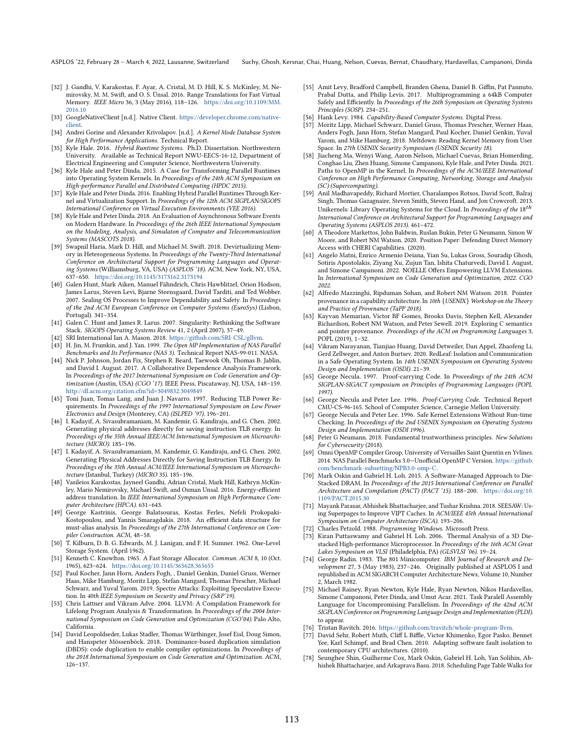[32] J. Gandhi, V. Karakostas, F. Ayar, A. Cristal, M. D. Hill, K. S. McKinley, M. Nemirovsky, M. M. Swift, and O. S. Ünsal. 2016. Range Translations for Fast Virtual Memory. *IEEE Micro* 36, 3 (May 2016), 118–126. https://doi.org/10.1109/MM.2016.10

[33] GoogleNativeClient [n.d.]. Native Client. https://developer.chrome.com/native-client.

[34] Andrei Gorine and Alexander Krivolapov. [n.d.]. *A Kernel Mode Database System for High Performance Applications.* Technical Report.

[35] Kyle Hale. 2016. *Hybrid Runtime Systems.* Ph.D. Dissertation. Northwestern University. Available as Technical Report NWU-EECS-16-12, Department of Electrical Engineering and Computer Science, Northwestern University.

[36] Kyle Hale and Peter Dinda. 2015. A Case for Transforming Parallel Runtimes into Operating System Kernels. In *Proceedings of the 24th ACM Symposium on High-performance Parallel and Distributed Computing (HPDC 2015).*

[37] Kyle Hale and Peter Dinda. 2016. Enabling Hybrid Parallel Runtimes Through Kernel and Virtualization Support. In *Proceedings of the 12th ACM SIGPLAN/SIGOPS International Conference on Virtual Execution Environments (VEE 2016).*

[38] Kyle Hale and Peter Dinda. 2018. An Evaluation of Asynchronous Software Events on Modern Hardware. In *Proceedings of the 26th IEEE International Symposium on the Modeling, Analysis, and Simulaton of Computer and Telecommunication Systems (MASCOTS 2018).*

[39] Swapnil Haria, Mark D. Hill, and Michael M. Swift. 2018. Devirtualizing Memory in Heterogeneous Systems. In *Proceedings of the Twenty-Third International Conference on Architectural Support for Programming Languages and Operating Systems* (Williamsburg, VA, USA) *(ASPLOS '18)*. ACM, New York, NY, USA, 637–650. https://doi.org/10.1145/3173162.3173194

[40] Galen Hunt, Mark Aiken, Manuel Fähndrich, Chris Hawblitzel, Orion Hodson, James Larus, Steven Levi, Bjarne Steensgaard, David Tarditi, and Ted Wobber. 2007. Sealing OS Processes to Improve Dependability and Safety. In *Proceedings of the 2nd ACM European Conference on Computer Systems (EuroSys)* (Lisbon, Portugal). 341–354.

[41] Galen C. Hunt and James R. Larus. 2007. Singularity: Rethinking the Software Stack. *SIGOPS Operating Systems Review* 41, 2 (April 2007), 37–49.

[42] SRI International Ian A. Mason. 2018. https://github.com/SRI-CSL/gllvm.

[43] H. Jin, M. Frumkin, and J. Yan. 1999. *The Open MP Implementation of NAS Parallel Benchmarks and Its Performance (NAS 3).* Technical Report NAS-99-011. NASA.

[44] Nick P. Johnson, Jordan Fix, Stephen R. Beard, Taewook Oh, Thomas B. Jablin, and David I. August. 2017. A Collaborative Dependence Analysis Framework. In *Proceedings of the 2017 International Symposium on Code Generation and Optimization* (Austin, USA) *(CGO '17)*. IEEE Press, Piscataway, NJ, USA, 148–159. http://dl.acm.org/citation.cfm?id=3049832.3049849

[45] Toni Juan, Tomas Lang, and Juan J. Navarro. 1997. Reducing TLB Power Requirements. In *Proceedings of the 1997 International Symposium on Low Power Electronics and Design* (Monterey, CA) *(ISLPED '97)*. 196–201.

[46] I. Kadayif, A. Sivasubramaniam, M. Kandemir, G. Kandiraju, and G. Chen. 2002. Generating physical addresses directly for saving instruction TLB energy. In *Proceedings of the 35th Annual IEEE/ACM International Symposium on Microarchitecture (MICRO).* 185–196.

[47] I. Kadayif, A. Sivasubramaniam, M. Kandemir, G. Kandiraju, and G. Chen. 2002. Generating Physical Addresses Directly for Saving Instruction TLB Energy. In *Proceedings of the 35th Annual ACM/IEEE International Symposium on Microarchitecture* (Istanbul, Turkey) *(MICRO 35)*. 185–196.

[48] Vasileios Karakostas, Jayneel Gandhi, Adrian Cristal, Mark Hill, Kathryn McKinley, Mario Nemirovsky, Michael Swift, and Osman Unsal. 2016. Energy-efficient address translation. In *IEEE International Symposium on High Performance Computer Architecture (HPCA).* 631–643.

[49] George Kastrinis, George Balatsouras, Kostas Ferles, Nefeli Prokopaki-Kostopoulou, and Yannis Smaragdakis. 2018. An efficient data structure for must-alias analysis. In *Proceedings of the 27th International Conference on Compiler Construction.* ACM, 48–58.

[50] T. Kilburn, D. B. G. Edwards, M. J. Lanigan, and F. H. Sumner. 1962. One-Level Storage System. (April 1962).

[51] Kenneth C. Knowlton. 1965. A Fast Storage Allocator. *Commun. ACM* 8, 10 (Oct. 1965), 623–624. https://doi.org/10.1145/365628.365655

[52] Paul Kocher, Jann Horn, Anders Fogh, , Daniel Genkin, Daniel Gruss, Werner Haas, Mike Hamburg, Moritz Lipp, Stefan Mangard, Thomas Prescher, Michael Schwarz, and Yuval Yarom. 2019. Spectre Attacks: Exploiting Speculative Execution. In *40th IEEE Symposium on Security and Privacy (S&P'19).*

[53] Chris Lattner and Vikram Adve. 2004. LLVM: A Compilation Framework for Lifelong Program Analysis & Transformation. In *Proceedings of the 2004 International Symposium on Code Generation and Optimization (CGO'04).* Palo Alto, California.

[54] David Leopoldseder, Lukas Stadler, Thomas Würthinger, Josef Eisl, Doug Simon, and Hanspeter Mössenböck. 2018. Dominance-based duplication simulation (DBDS): code duplication to enable compiler optimizations. In *Proceedings of the 2018 International Symposium on Code Generation and Optimization.* ACM, 126–137.

[55] Amit Levy, Bradford Campbell, Branden Ghena, Daniel B. Giffin, Pat Pannuto, Prabal Dutta, and Philip Levis. 2017. Multiprogramming a 64kB Computer Safely and Efficiently. In *Proceedings of the 26th Symposium on Operating Systems Principles (SOSP).* 234–251.

[56] Hank Levy. 1984. *Capability-Based Computer Systems.* Digital Press.

[57] Moritz Lipp, Michael Schwarz, Daniel Gruss, Thomas Prescher, Werner Haas, Anders Fogh, Jann Horn, Stefan Mangard, Paul Kocher, Daniel Genkin, Yuval Yarom, and Mike Hamburg. 2018. Meltdown: Reading Kernel Memory from User Space. In *27th USENIX Security Symposium (USENIX Security 18).*

[58] Jiacheng Ma, Wenyi Wang, Aaron Nelson, Michael Cuevas, Brian Homerding, Conghao Liu, Zhen Huang, Simone Campanoni, Kyle Hale, and Peter Dinda. 2021. Paths to OpenMP in the Kernel. In *Proceedings of the ACM/IEEE International Conference on High Performance Computing, Networking, Storage and Analysis (SC) (Supercomputing).*

[59] Anil Madhavapeddy, Richard Mortier, Charalampos Rotsos, David Scott, Balraj Singh, Thomas Gazagnaire, Steven Smith, Steven Hand, and Jon Crowcroft. 2013. Unikernels: Library Operating Systems for the Cloud. In *Proceedings of the $18^{th}$ International Conference on Architectural Support for Programming Languages and Operating Systems (ASPLOS 2013).* 461–472.

[60] A Theodore Markettos, John Baldwin, Ruslan Bukin, Peter G Neumann, Simon W Moore, and Robert NM Watson. 2020. Position Paper: Defending Direct Memory Access with CHERI Capabilities. (2020).

[61] Angelo Matni, Enrico Armenio Deiana, Yian Su, Lukas Gross, Souradip Ghosh, Sotiris Apostolakis, Ziyang Xu, Zujun Tan, Ishita Chaturvedi, David I. August, and Simone Campanoni. 2022. NOELLE Offers Empowering LLVM Extensions. In *International Symposium on Code Generation and Optimization, 2022. CGO 2022.*

[62] Alfredo Mazzinghi, Ripduman Sohan, and Robert NM Watson. 2018. Pointer provenance in a capability architecture. In *10th {USENIX} Workshop on the Theory and Practice of Provenance (TaPP 2018).*

[63] Kayvan Memarian, Victor BF Gomes, Brooks Davis, Stephen Kell, Alexander Richardson, Robert NM Watson, and Peter Sewell. 2019. Exploring C semantics and pointer provenance. *Proceedings of the ACM on Programming Languages* 3, POPL (2019), 1–32.

[64] Vikram Narayanan, Tianjiao Huang, David Detweiler, Dan Appel, Zhaofeng Li, Gerd Zellweger, and Anton Burtsev. 2020. RedLeaf: Isolation and Communication in a Safe Operating System. In *14th USENIX Symposium on Operating Systems Design and Implementation (OSDI).* 21–39.

[65] George Necula. 1997. Proof-carrying Code. In *Proceedings of the 24th ACM SIGPLAN-SIGACT symposium on Principles of Programming Languages (POPL 1997).*

[66] George Necula and Peter Lee. 1996. *Proof-Carrying Code.* Technical Report CMU-CS-96-165. School of Computer Science, Carnegie Mellon University.

[67] George Necula and Peter Lee. 1996. Safe Kernel Extensions Without Run-time Checking. In *Proceedings of the 2nd USENIX Symposium on Operating Systems Design and Implementation (OSDI 1996).*

[68] Peter G Neumann. 2018. Fundamental trustworthiness principles. *New Solutions for Cybersecurity* (2018).

[69] Omni OpenMP Compiler Group, University of Versailles Saint Quentin en Yvlines. 2014. NAS Parallel Benchmarks 3.0—Unofficial OpenMP C Version. https://github.com/benchmark-subsetting/NPB3.0-omp-C.

[70] Mark Oskin and Gabriel H. Loh. 2015. A Software-Managed Approach to Die-Stacked DRAM. In *Proceedings of the 2015 International Conference on Parallel Architecture and Compilation (PACT) (PACT '15).* 188–200. https://doi.org/10.1109/PACT.2015.30

[71] Mayank Parasar, Abhishek Bhattacharjee, and Tushar Krishna. 2018. SEESAW: Using Superpages to Improve VIPT Caches. In *ACM/IEEE 45th Annual International Symposium on Computer Architecture (ISCA).* 193–206.

[72] Charles Petzold. 1988. *Programming Windows.* Microsoft Press.

[73] Kiran Puttaswamy and Gabriel H. Loh. 2006. Thermal Analysis of a 3D Die-stacked High-performance Microprocessor. In *Proceedings of the 16th ACM Great Lakes Symposium on VLSI* (Philadelphia, PA) *(GLSVLSI '06).* 19–24.

[74] George Radin. 1983. The 801 Minicomputer. *IBM Journal of Research and Development* 27, 3 (May 1983), 237–246. Originally published at ASPLOS I and republished in ACM SIGARCH Computer Architecture News, Volume 10, Number 2, March 1982.

[75] Michael Rainey, Ryan Newton, Kyle Hale, Ryan Newton, Nikos Hardavellas, Simone Campanoni, Peter Dinda, and Umut Acar. 2021. Task Paralell Assembly Language for Uncompromising Parallelism. In *Proceedings of the 42nd ACM SIGPLAN Conference on Programming Language Design and Implementation (PLDI).* to appear.

[76] Tristan Ravitch. 2016. https://github.com/travitch/whole-program-llvm.

[77] David Sehr, Robert Muth, Cliff L Biffle, Victor Khimenko, Egor Pasko, Bennet Yee, Karl Schimpf, and Brad Chen. 2010. Adapting software fault isolation to contemporary CPU architectures. (2010).

[78] Seunghee Shin, Guilherme Cox, Mark Oskin, Gabriel H. Loh, Yan Solihin, Abhishek Bhattacharjee, and Arkaprava Basu. 2018. Scheduling Page Table Walks for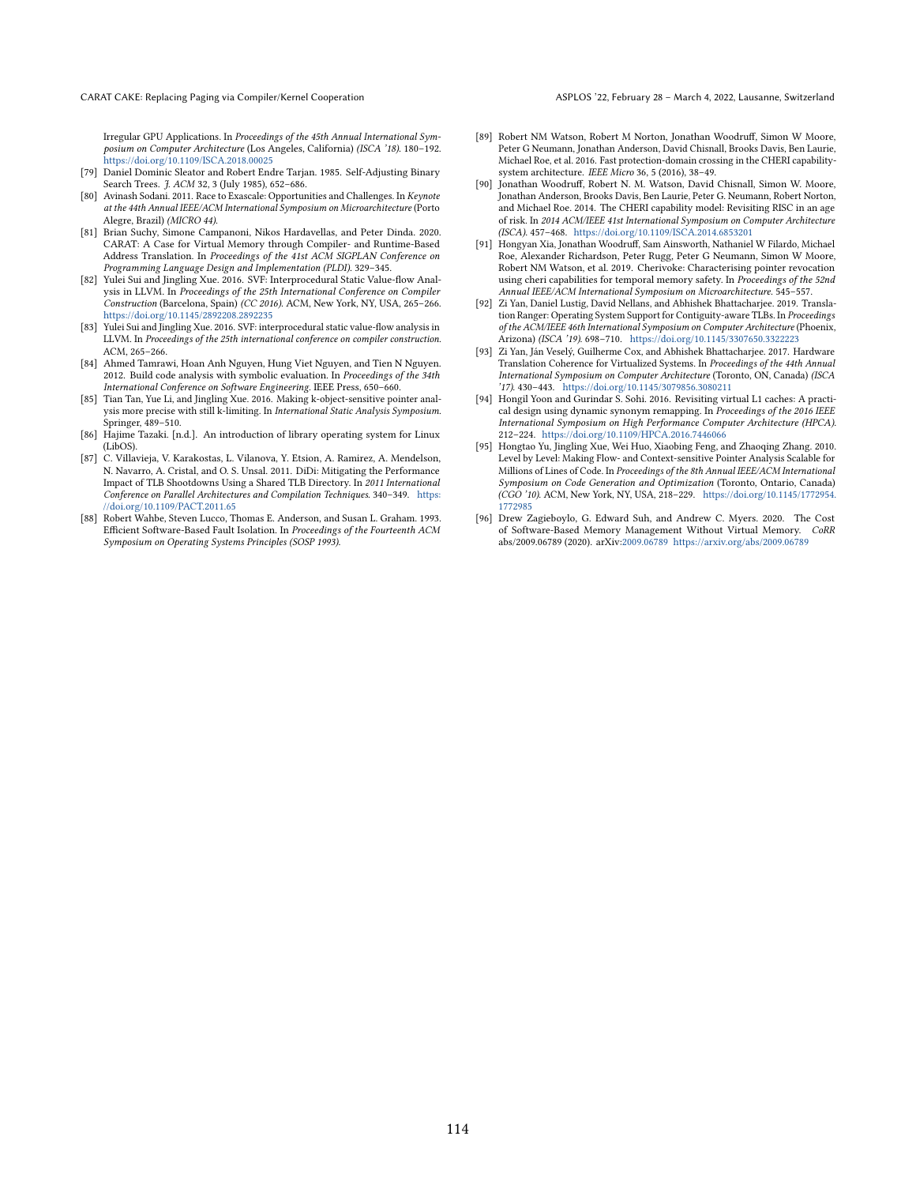Irregular GPU Applications. In *Proceedings of the 45th Annual International Symposium on Computer Architecture* (Los Angeles, California) *(ISCA '18)*. 180–192. https://doi.org/10.1109/ISCA.2018.00025

[79] Daniel Dominic Sleator and Robert Endre Tarjan. 1985. Self-Adjusting Binary Search Trees. *J. ACM* 32, 3 (July 1985), 652–686.

[80] Avinash Sodani. 2011. Race to Exascale: Opportunities and Challenges. In *Keynote at the 44th Annual IEEE/ACM International Symposium on Microarchitecture* (Porto Alegre, Brazil) *(MICRO 44)*.

[81] Brian Suchy, Simone Campanoni, Nikos Hardavellas, and Peter Dinda. 2020. CARAT: A Case for Virtual Memory through Compiler- and Runtime-Based Address Translation. In *Proceedings of the 41st ACM SIGPLAN Conference on Programming Language Design and Implementation (PLDI)*. 329–345.

[82] Yulei Sui and Jingling Xue. 2016. SVF: Interprocedural Static Value-flow Analysis in LLVM. In *Proceedings of the 25th International Conference on Compiler Construction* (Barcelona, Spain) *(CC 2016)*. ACM, New York, NY, USA, 265–266. https://doi.org/10.1145/2892208.2892235

[83] Yulei Sui and Jingling Xue. 2016. SVF: interprocedural static value-flow analysis in LLVM. In *Proceedings of the 25th international conference on compiler construction*. ACM, 265–266.

[84] Ahmed Tamrawi, Hoan Anh Nguyen, Hung Viet Nguyen, and Tien N Nguyen. 2012. Build code analysis with symbolic evaluation. In *Proceedings of the 34th International Conference on Software Engineering*. IEEE Press, 650–660.

[85] Tian Tan, Yue Li, and Jingling Xue. 2016. Making k-object-sensitive pointer analysis more precise with still k-limiting. In *International Static Analysis Symposium*. Springer, 489–510.

[86] Hajime Tazaki. [n.d.]. An introduction of library operating system for Linux (LibOS).

[87] C. Villavieja, V. Karakostas, L. Vilanova, Y. Etsion, A. Ramirez, A. Mendelson, N. Navarro, A. Cristal, and O. S. Unsal. 2011. DiDi: Mitigating the Performance Impact of TLB Shootdowns Using a Shared TLB Directory. In *2011 International Conference on Parallel Architectures and Compilation Techniques*. 340–349. https://doi.org/10.1109/PACT.2011.65

[88] Robert Wahbe, Steven Lucco, Thomas E. Anderson, and Susan L. Graham. 1993. Efficient Software-Based Fault Isolation. In *Proceedings of the Fourteenth ACM Symposium on Operating Systems Principles (SOSP 1993)*.

[89] Robert NM Watson, Robert M Norton, Jonathan Woodruff, Simon W Moore, Peter G Neumann, Jonathan Anderson, David Chisnall, Brooks Davis, Ben Laurie, Michael Roe, et al. 2016. Fast protection-domain crossing in the CHERI capability-system architecture. *IEEE Micro* 36, 5 (2016), 38–49.

[90] Jonathan Woodruff, Robert N. M. Watson, David Chisnall, Simon W. Moore, Jonathan Anderson, Brooks Davis, Ben Laurie, Peter G. Neumann, Robert Norton, and Michael Roe. 2014. The CHERI capability model: Revisiting RISC in an age of risk. In *2014 ACM/IEEE 41st International Symposium on Computer Architecture (ISCA)*. 457–468. https://doi.org/10.1109/ISCA.2014.6853201

[91] Hongyan Xia, Jonathan Woodruff, Sam Ainsworth, Nathaniel W Filardo, Michael Roe, Alexander Richardson, Peter Rugg, Peter G Neumann, Simon W Moore, Robert NM Watson, et al. 2019. Cherivoke: Characterising pointer revocation using cheri capabilities for temporal memory safety. In *Proceedings of the 52nd Annual IEEE/ACM International Symposium on Microarchitecture*. 545–557.

[92] Zi Yan, Daniel Lustig, David Nellans, and Abhishek Bhattacharjee. 2019. Translation Ranger: Operating System Support for Contiguity-aware TLBs. In *Proceedings of the ACM/IEEE 46th International Symposium on Computer Architecture* (Phoenix, Arizona) *(ISCA '19)*. 698–710. https://doi.org/10.1145/3307650.3322223

[93] Zi Yan, Ján Veselý, Guilherme Cox, and Abhishek Bhattacharjee. 2017. Hardware Translation Coherence for Virtualized Systems. In *Proceedings of the 44th Annual International Symposium on Computer Architecture* (Toronto, ON, Canada) *(ISCA '17)*. 430–443. https://doi.org/10.1145/3079856.3080211

[94] Hongil Yoon and Gurindar S. Sohi. 2016. Revisiting virtual L1 caches: A practical design using dynamic synonym remapping. In *Proceedings of the 2016 IEEE International Symposium on High Performance Computer Architecture (HPCA)*. 212–224. https://doi.org/10.1109/HPCA.2016.7446066

[95] Hongtao Yu, Jingling Xue, Wei Huo, Xiaobing Feng, and Zhaoqing Zhang. 2010. Level by Level: Making Flow- and Context-sensitive Pointer Analysis Scalable for Millions of Lines of Code. In *Proceedings of the 8th Annual IEEE/ACM International Symposium on Code Generation and Optimization* (Toronto, Ontario, Canada) *(CGO '10)*. ACM, New York, NY, USA, 218–229. https://doi.org/10.1145/1772954.1772985

[96] Drew Zagieboylo, G. Edward Suh, and Andrew C. Myers. 2020. The Cost of Software-Based Memory Management Without Virtual Memory. *CoRR* abs/2009.06789 (2020). arXiv:2009.06789 https://arxiv.org/abs/2009.06789